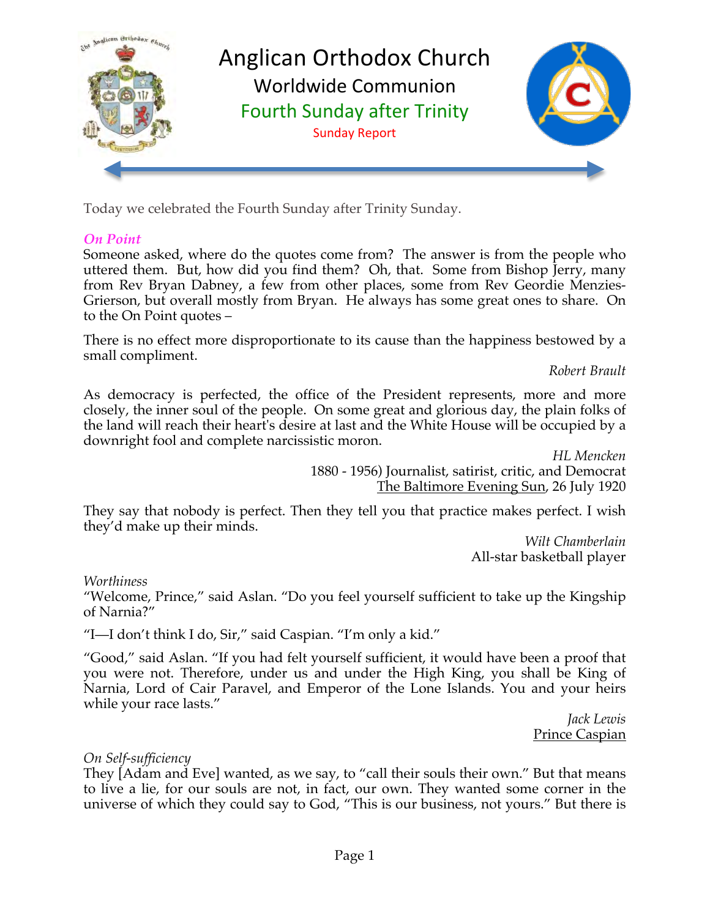# Anglican Orthodox Church

## Worldwide Communion

### Fourth Sunday after Trinity

Sunday Report

Today we celebrated the Fourth Sunday after Trinity Sunday.

***On Point***

Someone asked, where do the quotes come from? The answer is from the people who uttered them. But, how did you find them? Oh, that. Some from Bishop Jerry, many from Rev Bryan Dabney, a few from other places, some from Rev Geordie Menzies-Grierson, but overall mostly from Bryan. He always has some great ones to share. On to the On Point quotes –

There is no effect more disproportionate to its cause than the happiness bestowed by a small compliment.

*Robert Brault*

As democracy is perfected, the office of the President represents, more and more closely, the inner soul of the people. On some great and glorious day, the plain folks of the land will reach their heart's desire at last and the White House will be occupied by a downright fool and complete narcissistic moron.

*HL Mencken*
1880 - 1956) Journalist, satirist, critic, and Democrat
The Baltimore Evening Sun, 26 July 1920

They say that nobody is perfect. Then they tell you that practice makes perfect. I wish they'd make up their minds.

*Wilt Chamberlain*
All-star basketball player

*Worthiness*

"Welcome, Prince," said Aslan. "Do you feel yourself sufficient to take up the Kingship of Narnia?"

"I—I don't think I do, Sir," said Caspian. "I'm only a kid."

"Good," said Aslan. "If you had felt yourself sufficient, it would have been a proof that you were not. Therefore, under us and under the High King, you shall be King of Narnia, Lord of Cair Paravel, and Emperor of the Lone Islands. You and your heirs while your race lasts."

*Jack Lewis*
Prince Caspian

*On Self-sufficiency*

They [Adam and Eve] wanted, as we say, to "call their souls their own." But that means to live a lie, for our souls are not, in fact, our own. They wanted some corner in the universe of which they could say to God, "This is our business, not yours." But there is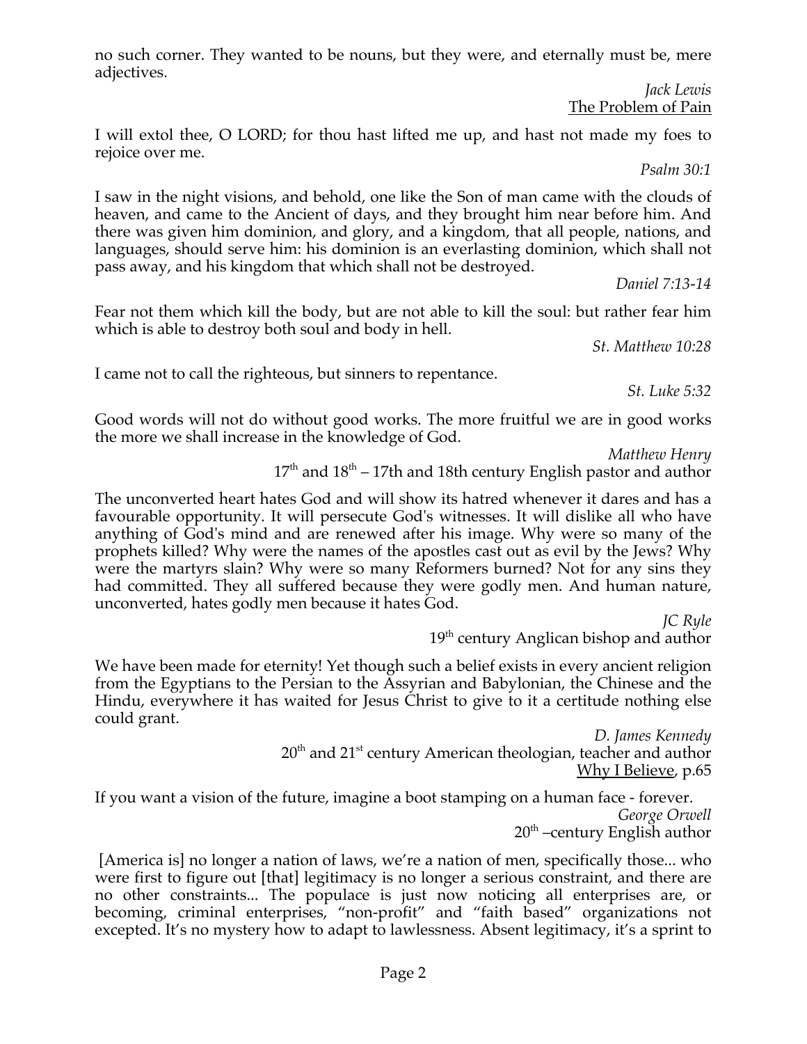no such corner. They wanted to be nouns, but they were, and eternally must be, mere adjectives.

*Jack Lewis*
The Problem of Pain

I will extol thee, O LORD; for thou hast lifted me up, and hast not made my foes to rejoice over me.

*Psalm 30:1*

I saw in the night visions, and behold, one like the Son of man came with the clouds of heaven, and came to the Ancient of days, and they brought him near before him. And there was given him dominion, and glory, and a kingdom, that all people, nations, and languages, should serve him: his dominion is an everlasting dominion, which shall not pass away, and his kingdom that which shall not be destroyed.

*Daniel 7:13-14*

Fear not them which kill the body, but are not able to kill the soul: but rather fear him which is able to destroy both soul and body in hell.

*St. Matthew 10:28*

I came not to call the righteous, but sinners to repentance.

*St. Luke 5:32*

Good words will not do without good works. The more fruitful we are in good works the more we shall increase in the knowledge of God.

*Matthew Henry*
17th and 18th – 17th and 18th century English pastor and author

The unconverted heart hates God and will show its hatred whenever it dares and has a favourable opportunity. It will persecute God's witnesses. It will dislike all who have anything of God's mind and are renewed after his image. Why were so many of the prophets killed? Why were the names of the apostles cast out as evil by the Jews? Why were the martyrs slain? Why were so many Reformers burned? Not for any sins they had committed. They all suffered because they were godly men. And human nature, unconverted, hates godly men because it hates God.

*JC Ryle*
19th century Anglican bishop and author

We have been made for eternity! Yet though such a belief exists in every ancient religion from the Egyptians to the Persian to the Assyrian and Babylonian, the Chinese and the Hindu, everywhere it has waited for Jesus Christ to give to it a certitude nothing else could grant.

*D. James Kennedy*
20th and 21st century American theologian, teacher and author
Why I Believe, p.65

If you want a vision of the future, imagine a boot stamping on a human face - forever.

*George Orwell*
20th –century English author

[America is] no longer a nation of laws, we're a nation of men, specifically those... who were first to figure out [that] legitimacy is no longer a serious constraint, and there are no other constraints... The populace is just now noticing all enterprises are, or becoming, criminal enterprises, "non-profit" and "faith based" organizations not excepted. It's no mystery how to adapt to lawlessness. Absent legitimacy, it's a sprint to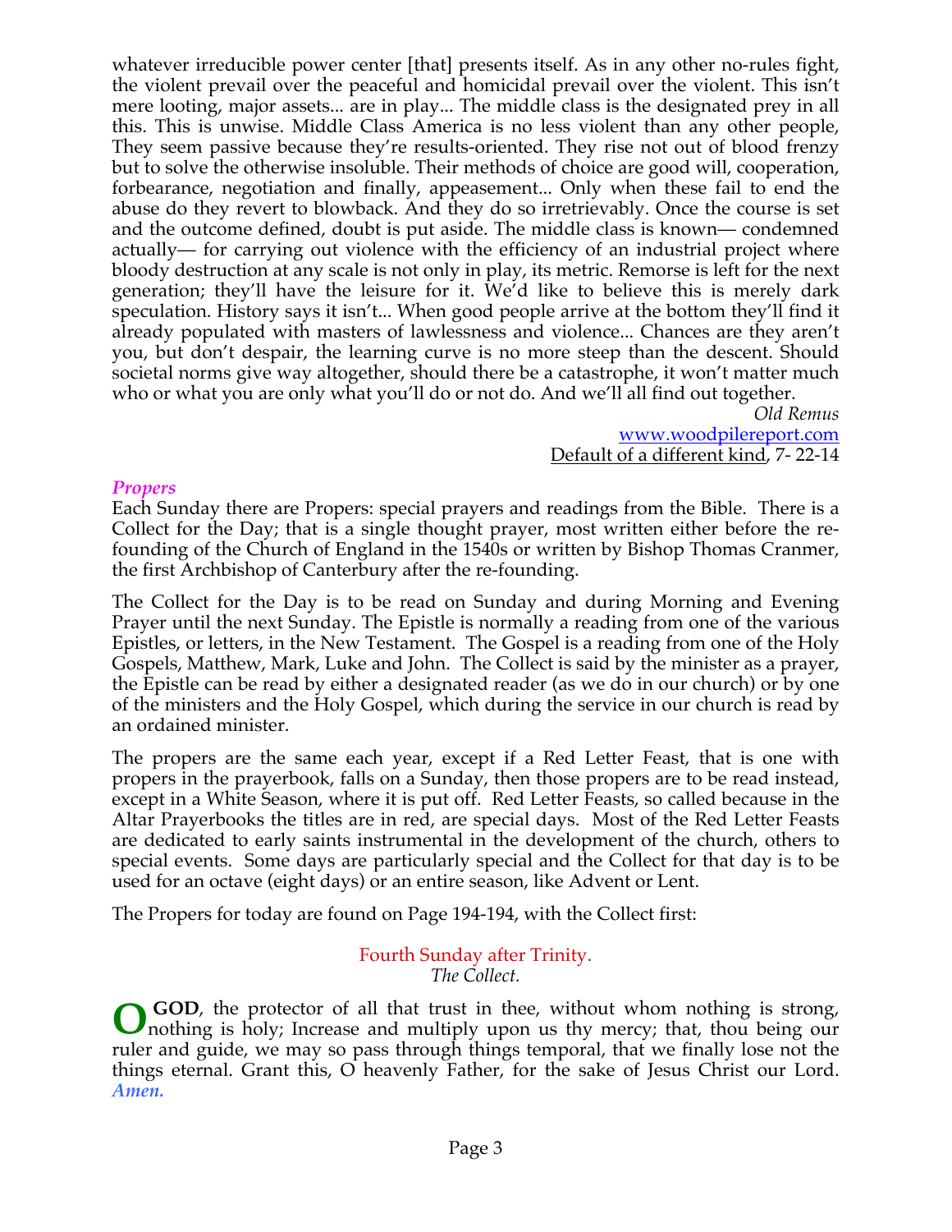whatever irreducible power center [that] presents itself. As in any other no-rules fight, the violent prevail over the peaceful and homicidal prevail over the violent. This isn't mere looting, major assets... are in play... The middle class is the designated prey in all this. This is unwise. Middle Class America is no less violent than any other people, They seem passive because they're results-oriented. They rise not out of blood frenzy but to solve the otherwise insoluble. Their methods of choice are good will, cooperation, forbearance, negotiation and finally, appeasement... Only when these fail to end the abuse do they revert to blowback. And they do so irretrievably. Once the course is set and the outcome defined, doubt is put aside. The middle class is known— condemned actually— for carrying out violence with the efficiency of an industrial project where bloody destruction at any scale is not only in play, its metric. Remorse is left for the next generation; they'll have the leisure for it. We'd like to believe this is merely dark speculation. History says it isn't... When good people arrive at the bottom they'll find it already populated with masters of lawlessness and violence... Chances are they aren't you, but don't despair, the learning curve is no more steep than the descent. Should societal norms give way altogether, should there be a catastrophe, it won't matter much who or what you are only what you'll do or not do. And we'll all find out together.

*Old Remus*
www.woodpilereport.com
Default of a different kind, 7- 22-14

### *Propers*

Each Sunday there are Propers: special prayers and readings from the Bible. There is a Collect for the Day; that is a single thought prayer, most written either before the re-founding of the Church of England in the 1540s or written by Bishop Thomas Cranmer, the first Archbishop of Canterbury after the re-founding.

The Collect for the Day is to be read on Sunday and during Morning and Evening Prayer until the next Sunday. The Epistle is normally a reading from one of the various Epistles, or letters, in the New Testament. The Gospel is a reading from one of the Holy Gospels, Matthew, Mark, Luke and John. The Collect is said by the minister as a prayer, the Epistle can be read by either a designated reader (as we do in our church) or by one of the ministers and the Holy Gospel, which during the service in our church is read by an ordained minister.

The propers are the same each year, except if a Red Letter Feast, that is one with propers in the prayerbook, falls on a Sunday, then those propers are to be read instead, except in a White Season, where it is put off. Red Letter Feasts, so called because in the Altar Prayerbooks the titles are in red, are special days. Most of the Red Letter Feasts are dedicated to early saints instrumental in the development of the church, others to special events. Some days are particularly special and the Collect for that day is to be used for an octave (eight days) or an entire season, like Advent or Lent.

The Propers for today are found on Page 194-194, with the Collect first:

Fourth Sunday after Trinity.
*The Collect.*

**O GOD**, the protector of all that trust in thee, without whom nothing is strong, nothing is holy; Increase and multiply upon us thy mercy; that, thou being our ruler and guide, we may so pass through things temporal, that we finally lose not the things eternal. Grant this, O heavenly Father, for the sake of Jesus Christ our Lord. ***Amen.***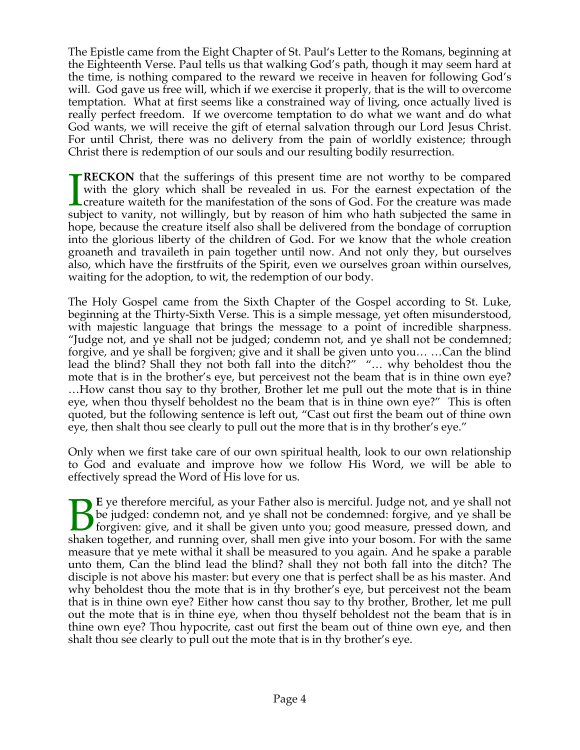The Epistle came from the Eight Chapter of St. Paul's Letter to the Romans, beginning at the Eighteenth Verse. Paul tells us that walking God's path, though it may seem hard at the time, is nothing compared to the reward we receive in heaven for following God's will. God gave us free will, which if we exercise it properly, that is the will to overcome temptation. What at first seems like a constrained way of living, once actually lived is really perfect freedom. If we overcome temptation to do what we want and do what God wants, we will receive the gift of eternal salvation through our Lord Jesus Christ. For until Christ, there was no delivery from the pain of worldly existence; through Christ there is redemption of our souls and our resulting bodily resurrection.

I **RECKON** that the sufferings of this present time are not worthy to be compared with the glory which shall be revealed in us. For the earnest expectation of the creature waiteth for the manifestation of the sons of God. For the creature was made subject to vanity, not willingly, but by reason of him who hath subjected the same in hope, because the creature itself also shall be delivered from the bondage of corruption into the glorious liberty of the children of God. For we know that the whole creation groaneth and travaileth in pain together until now. And not only they, but ourselves also, which have the firstfruits of the Spirit, even we ourselves groan within ourselves, waiting for the adoption, to wit, the redemption of our body.

The Holy Gospel came from the Sixth Chapter of the Gospel according to St. Luke, beginning at the Thirty-Sixth Verse. This is a simple message, yet often misunderstood, with majestic language that brings the message to a point of incredible sharpness. "Judge not, and ye shall not be judged; condemn not, and ye shall not be condemned; forgive, and ye shall be forgiven; give and it shall be given unto you… …Can the blind lead the blind? Shall they not both fall into the ditch?" "… why beholdest thou the mote that is in the brother's eye, but perceivest not the beam that is in thine own eye? …How canst thou say to thy brother, Brother let me pull out the mote that is in thine eye, when thou thyself beholdest no the beam that is in thine own eye?" This is often quoted, but the following sentence is left out, "Cast out first the beam out of thine own eye, then shalt thou see clearly to pull out the more that is in thy brother's eye."

Only when we first take care of our own spiritual health, look to our own relationship to God and evaluate and improve how we follow His Word, we will be able to effectively spread the Word of His love for us.

B**E** ye therefore merciful, as your Father also is merciful. Judge not, and ye shall not be judged: condemn not, and ye shall not be condemned: forgive, and ye shall be forgiven: give, and it shall be given unto you; good measure, pressed down, and shaken together, and running over, shall men give into your bosom. For with the same measure that ye mete withal it shall be measured to you again. And he spake a parable unto them, Can the blind lead the blind? shall they not both fall into the ditch? The disciple is not above his master: but every one that is perfect shall be as his master. And why beholdest thou the mote that is in thy brother's eye, but perceivest not the beam that is in thine own eye? Either how canst thou say to thy brother, Brother, let me pull out the mote that is in thine eye, when thou thyself beholdest not the beam that is in thine own eye? Thou hypocrite, cast out first the beam out of thine own eye, and then shalt thou see clearly to pull out the mote that is in thy brother's eye.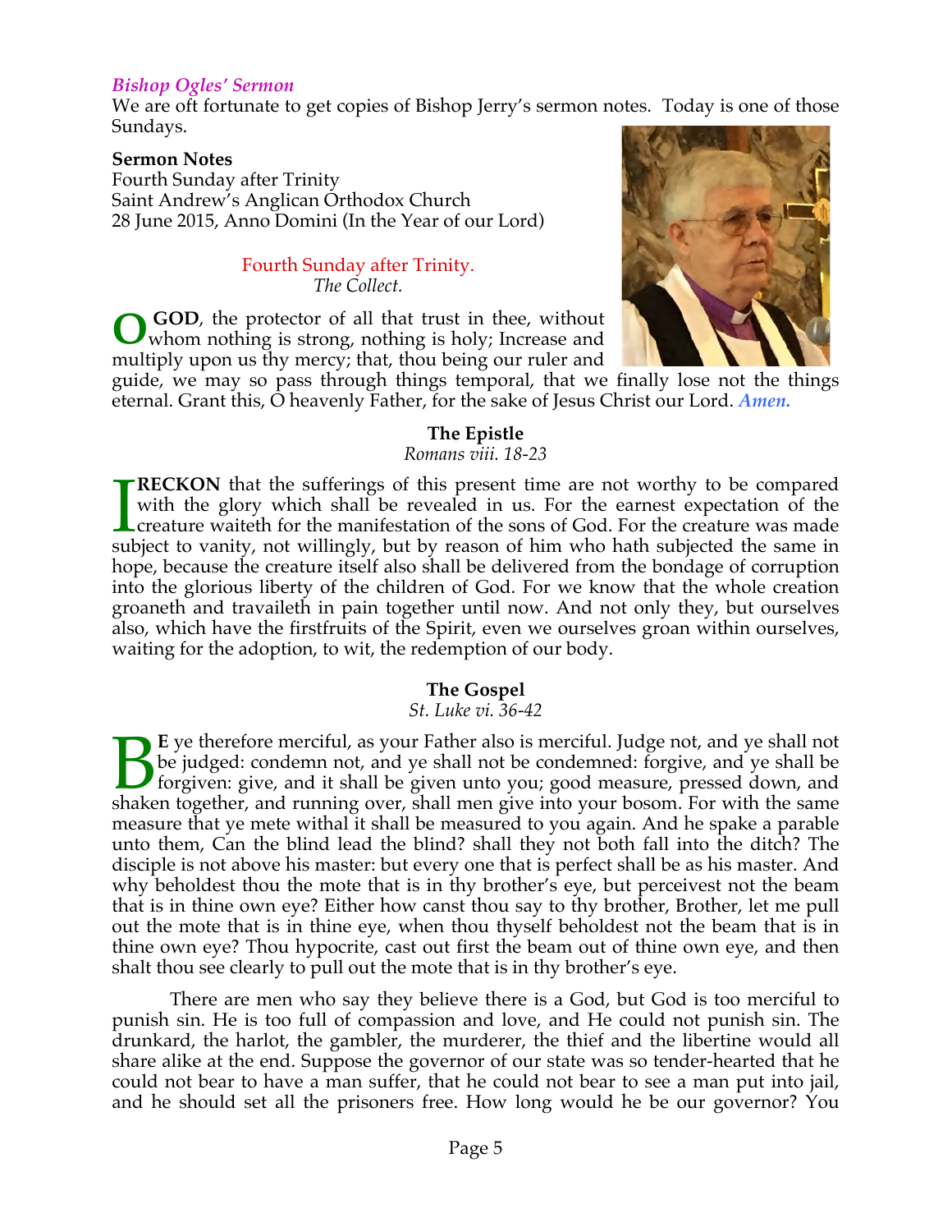### *Bishop Ogles' Sermon*

We are oft fortunate to get copies of Bishop Jerry's sermon notes. Today is one of those Sundays.

**Sermon Notes**
Fourth Sunday after Trinity
Saint Andrew's Anglican Orthodox Church
28 June 2015, Anno Domini (In the Year of our Lord)

Fourth Sunday after Trinity.
*The Collect.*

**O GOD**, the protector of all that trust in thee, without whom nothing is strong, nothing is holy; Increase and multiply upon us thy mercy; that, thou being our ruler and guide, we may so pass through things temporal, that we finally lose not the things eternal. Grant this, O heavenly Father, for the sake of Jesus Christ our Lord. ***Amen.***

**The Epistle**
*Romans viii. 18-23*

**I RECKON** that the sufferings of this present time are not worthy to be compared with the glory which shall be revealed in us. For the earnest expectation of the creature waiteth for the manifestation of the sons of God. For the creature was made subject to vanity, not willingly, but by reason of him who hath subjected the same in hope, because the creature itself also shall be delivered from the bondage of corruption into the glorious liberty of the children of God. For we know that the whole creation groaneth and travaileth in pain together until now. And not only they, but ourselves also, which have the firstfruits of the Spirit, even we ourselves groan within ourselves, waiting for the adoption, to wit, the redemption of our body.

**The Gospel**
*St. Luke vi. 36-42*

**BE** ye therefore merciful, as your Father also is merciful. Judge not, and ye shall not be judged: condemn not, and ye shall not be condemned: forgive, and ye shall be forgiven: give, and it shall be given unto you; good measure, pressed down, and shaken together, and running over, shall men give into your bosom. For with the same measure that ye mete withal it shall be measured to you again. And he spake a parable unto them, Can the blind lead the blind? shall they not both fall into the ditch? The disciple is not above his master: but every one that is perfect shall be as his master. And why beholdest thou the mote that is in thy brother's eye, but perceivest not the beam that is in thine own eye? Either how canst thou say to thy brother, Brother, let me pull out the mote that is in thine eye, when thou thyself beholdest not the beam that is in thine own eye? Thou hypocrite, cast out first the beam out of thine own eye, and then shalt thou see clearly to pull out the mote that is in thy brother's eye.

There are men who say they believe there is a God, but God is too merciful to punish sin. He is too full of compassion and love, and He could not punish sin. The drunkard, the harlot, the gambler, the murderer, the thief and the libertine would all share alike at the end. Suppose the governor of our state was so tender-hearted that he could not bear to have a man suffer, that he could not bear to see a man put into jail, and he should set all the prisoners free. How long would he be our governor? You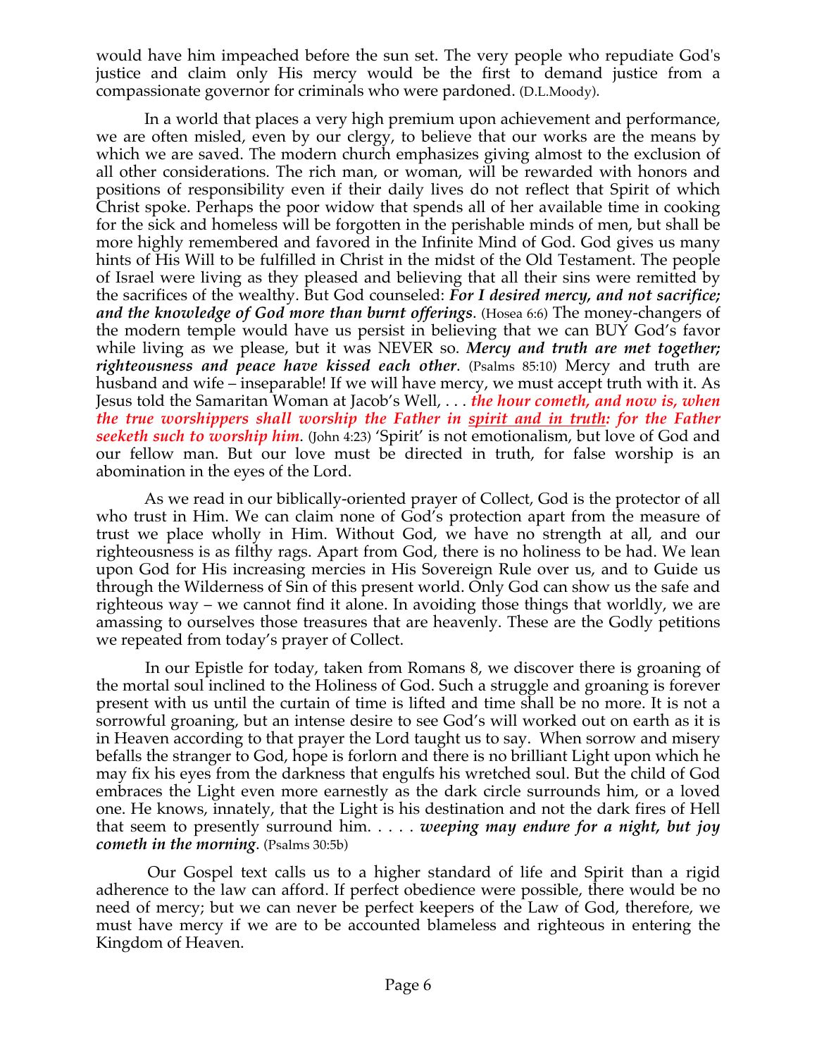would have him impeached before the sun set. The very people who repudiate God's justice and claim only His mercy would be the first to demand justice from a compassionate governor for criminals who were pardoned. (D.L.Moody).

In a world that places a very high premium upon achievement and performance, we are often misled, even by our clergy, to believe that our works are the means by which we are saved. The modern church emphasizes giving almost to the exclusion of all other considerations. The rich man, or woman, will be rewarded with honors and positions of responsibility even if their daily lives do not reflect that Spirit of which Christ spoke. Perhaps the poor widow that spends all of her available time in cooking for the sick and homeless will be forgotten in the perishable minds of men, but shall be more highly remembered and favored in the Infinite Mind of God. God gives us many hints of His Will to be fulfilled in Christ in the midst of the Old Testament. The people of Israel were living as they pleased and believing that all their sins were remitted by the sacrifices of the wealthy. But God counseled: ***For I desired mercy, and not sacrifice; and the knowledge of God more than burnt offerings***. (Hosea 6:6) The money-changers of the modern temple would have us persist in believing that we can BUY God's favor while living as we please, but it was NEVER so. ***Mercy and truth are met together; righteousness and peace have kissed each other***. (Psalms 85:10) Mercy and truth are husband and wife – inseparable! If we will have mercy, we must accept truth with it. As Jesus told the Samaritan Woman at Jacob's Well, . . . ***the hour cometh, and now is, when the true worshippers shall worship the Father in spirit and in truth: for the Father seeketh such to worship him***. (John 4:23) 'Spirit' is not emotionalism, but love of God and our fellow man. But our love must be directed in truth, for false worship is an abomination in the eyes of the Lord.

As we read in our biblically-oriented prayer of Collect, God is the protector of all who trust in Him. We can claim none of God's protection apart from the measure of trust we place wholly in Him. Without God, we have no strength at all, and our righteousness is as filthy rags. Apart from God, there is no holiness to be had. We lean upon God for His increasing mercies in His Sovereign Rule over us, and to Guide us through the Wilderness of Sin of this present world. Only God can show us the safe and righteous way – we cannot find it alone. In avoiding those things that worldly, we are amassing to ourselves those treasures that are heavenly. These are the Godly petitions we repeated from today's prayer of Collect.

In our Epistle for today, taken from Romans 8, we discover there is groaning of the mortal soul inclined to the Holiness of God. Such a struggle and groaning is forever present with us until the curtain of time is lifted and time shall be no more. It is not a sorrowful groaning, but an intense desire to see God's will worked out on earth as it is in Heaven according to that prayer the Lord taught us to say. When sorrow and misery befalls the stranger to God, hope is forlorn and there is no brilliant Light upon which he may fix his eyes from the darkness that engulfs his wretched soul. But the child of God embraces the Light even more earnestly as the dark circle surrounds him, or a loved one. He knows, innately, that the Light is his destination and not the dark fires of Hell that seem to presently surround him. . . . . ***weeping may endure for a night, but joy cometh in the morning***. (Psalms 30:5b)

Our Gospel text calls us to a higher standard of life and Spirit than a rigid adherence to the law can afford. If perfect obedience were possible, there would be no need of mercy; but we can never be perfect keepers of the Law of God, therefore, we must have mercy if we are to be accounted blameless and righteous in entering the Kingdom of Heaven.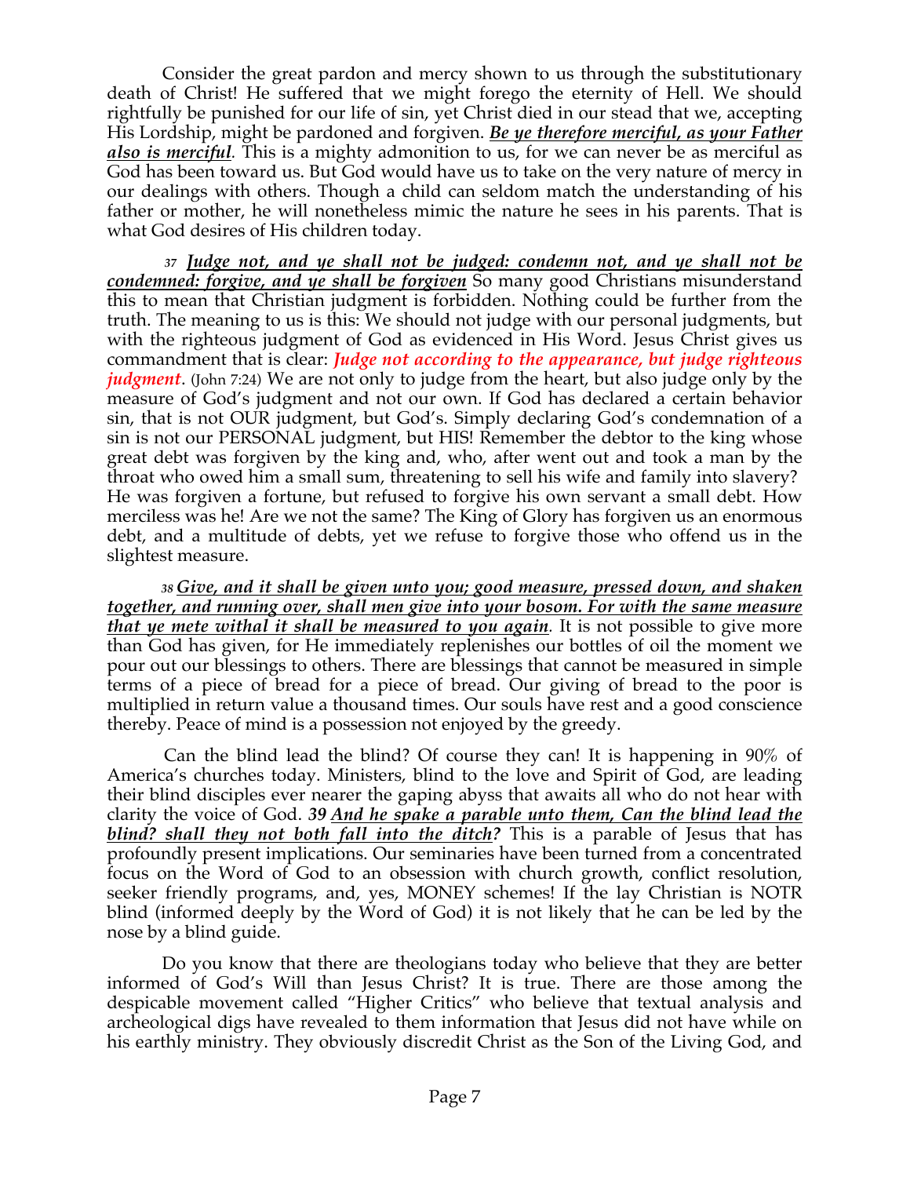Consider the great pardon and mercy shown to us through the substitutionary death of Christ! He suffered that we might forego the eternity of Hell. We should rightfully be punished for our life of sin, yet Christ died in our stead that we, accepting His Lordship, might be pardoned and forgiven. ***Be ye therefore merciful, as your Father also is merciful***. This is a mighty admonition to us, for we can never be as merciful as God has been toward us. But God would have us to take on the very nature of mercy in our dealings with others. Though a child can seldom match the understanding of his father or mother, he will nonetheless mimic the nature he sees in his parents. That is what God desires of His children today.

*37* ***Judge not, and ye shall not be judged: condemn not, and ye shall not be condemned: forgive, and ye shall be forgiven*** So many good Christians misunderstand this to mean that Christian judgment is forbidden. Nothing could be further from the truth. The meaning to us is this: We should not judge with our personal judgments, but with the righteous judgment of God as evidenced in His Word. Jesus Christ gives us commandment that is clear: ***Judge not according to the appearance, but judge righteous judgment***. (John 7:24) We are not only to judge from the heart, but also judge only by the measure of God's judgment and not our own. If God has declared a certain behavior sin, that is not OUR judgment, but God's. Simply declaring God's condemnation of a sin is not our PERSONAL judgment, but HIS! Remember the debtor to the king whose great debt was forgiven by the king and, who, after went out and took a man by the throat who owed him a small sum, threatening to sell his wife and family into slavery? He was forgiven a fortune, but refused to forgive his own servant a small debt. How merciless was he! Are we not the same? The King of Glory has forgiven us an enormous debt, and a multitude of debts, yet we refuse to forgive those who offend us in the slightest measure.

*38* ***Give, and it shall be given unto you; good measure, pressed down, and shaken together, and running over, shall men give into your bosom. For with the same measure that ye mete withal it shall be measured to you again***. It is not possible to give more than God has given, for He immediately replenishes our bottles of oil the moment we pour out our blessings to others. There are blessings that cannot be measured in simple terms of a piece of bread for a piece of bread. Our giving of bread to the poor is multiplied in return value a thousand times. Our souls have rest and a good conscience thereby. Peace of mind is a possession not enjoyed by the greedy.

Can the blind lead the blind? Of course they can! It is happening in 90% of America's churches today. Ministers, blind to the love and Spirit of God, are leading their blind disciples ever nearer the gaping abyss that awaits all who do not hear with clarity the voice of God. ***39 And he spake a parable unto them, Can the blind lead the blind? shall they not both fall into the ditch?*** This is a parable of Jesus that has profoundly present implications. Our seminaries have been turned from a concentrated focus on the Word of God to an obsession with church growth, conflict resolution, seeker friendly programs, and, yes, MONEY schemes! If the lay Christian is NOTR blind (informed deeply by the Word of God) it is not likely that he can be led by the nose by a blind guide.

Do you know that there are theologians today who believe that they are better informed of God's Will than Jesus Christ? It is true. There are those among the despicable movement called "Higher Critics" who believe that textual analysis and archeological digs have revealed to them information that Jesus did not have while on his earthly ministry. They obviously discredit Christ as the Son of the Living God, and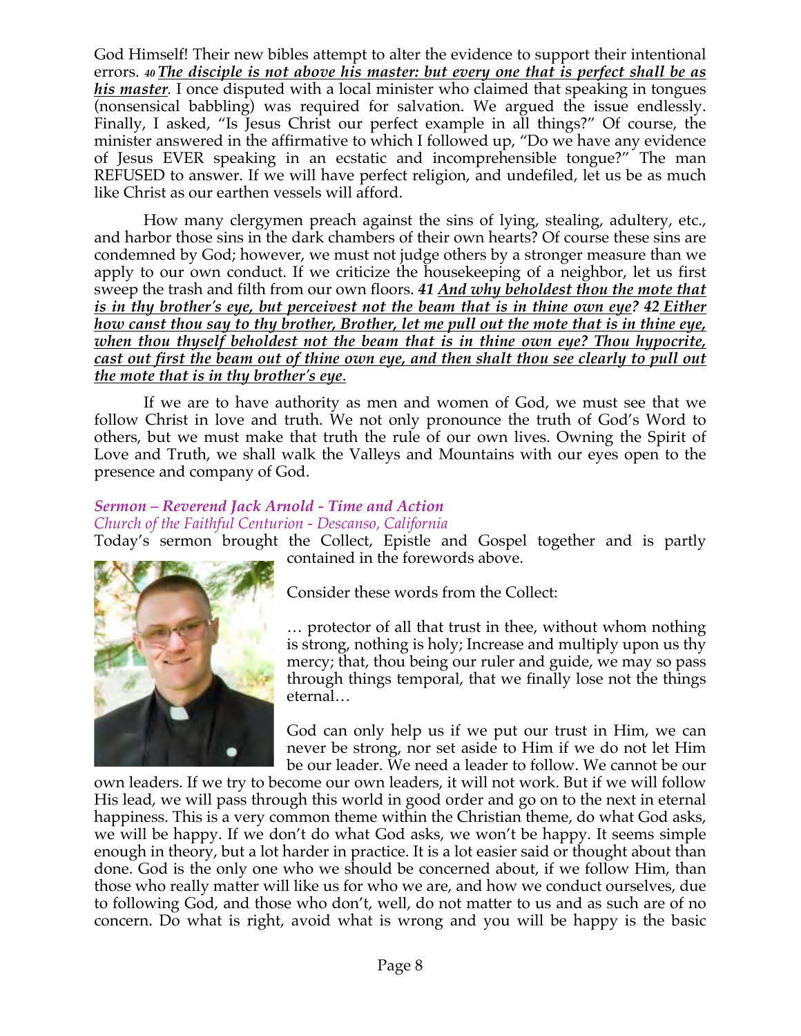God Himself! Their new bibles attempt to alter the evidence to support their intentional errors. ***40*** ***The disciple is not above his master: but every one that is perfect shall be as his master***. I once disputed with a local minister who claimed that speaking in tongues (nonsensical babbling) was required for salvation. We argued the issue endlessly. Finally, I asked, "Is Jesus Christ our perfect example in all things?" Of course, the minister answered in the affirmative to which I followed up, "Do we have any evidence of Jesus EVER speaking in an ecstatic and incomprehensible tongue?" The man REFUSED to answer. If we will have perfect religion, and undefiled, let us be as much like Christ as our earthen vessels will afford.

How many clergymen preach against the sins of lying, stealing, adultery, etc., and harbor those sins in the dark chambers of their own hearts? Of course these sins are condemned by God; however, we must not judge others by a stronger measure than we apply to our own conduct. If we criticize the housekeeping of a neighbor, let us first sweep the trash and filth from our own floors. ***41 And why beholdest thou the mote that is in thy brother's eye, but perceivest not the beam that is in thine own eye? 42 Either how canst thou say to thy brother, Brother, let me pull out the mote that is in thine eye, when thou thyself beholdest not the beam that is in thine own eye? Thou hypocrite, cast out first the beam out of thine own eye, and then shalt thou see clearly to pull out the mote that is in thy brother's eye***.

If we are to have authority as men and women of God, we must see that we follow Christ in love and truth. We not only pronounce the truth of God's Word to others, but we must make that truth the rule of our own lives. Owning the Spirit of Love and Truth, we shall walk the Valleys and Mountains with our eyes open to the presence and company of God.

### *Sermon – Reverend Jack Arnold - Time and Action*

*Church of the Faithful Centurion - Descanso, California*

Today's sermon brought the Collect, Epistle and Gospel together and is partly contained in the forewords above.

Consider these words from the Collect:

> … protector of all that trust in thee, without whom nothing is strong, nothing is holy; Increase and multiply upon us thy mercy; that, thou being our ruler and guide, we may so pass through things temporal, that we finally lose not the things eternal…

God can only help us if we put our trust in Him, we can never be strong, nor set aside to Him if we do not let Him be our leader. We need a leader to follow. We cannot be our own leaders. If we try to become our own leaders, it will not work. But if we will follow His lead, we will pass through this world in good order and go on to the next in eternal happiness. This is a very common theme within the Christian theme, do what God asks, we will be happy. If we don't do what God asks, we won't be happy. It seems simple enough in theory, but a lot harder in practice. It is a lot easier said or thought about than done. God is the only one who we should be concerned about, if we follow Him, than those who really matter will like us for who we are, and how we conduct ourselves, due to following God, and those who don't, well, do not matter to us and as such are of no concern. Do what is right, avoid what is wrong and you will be happy is the basic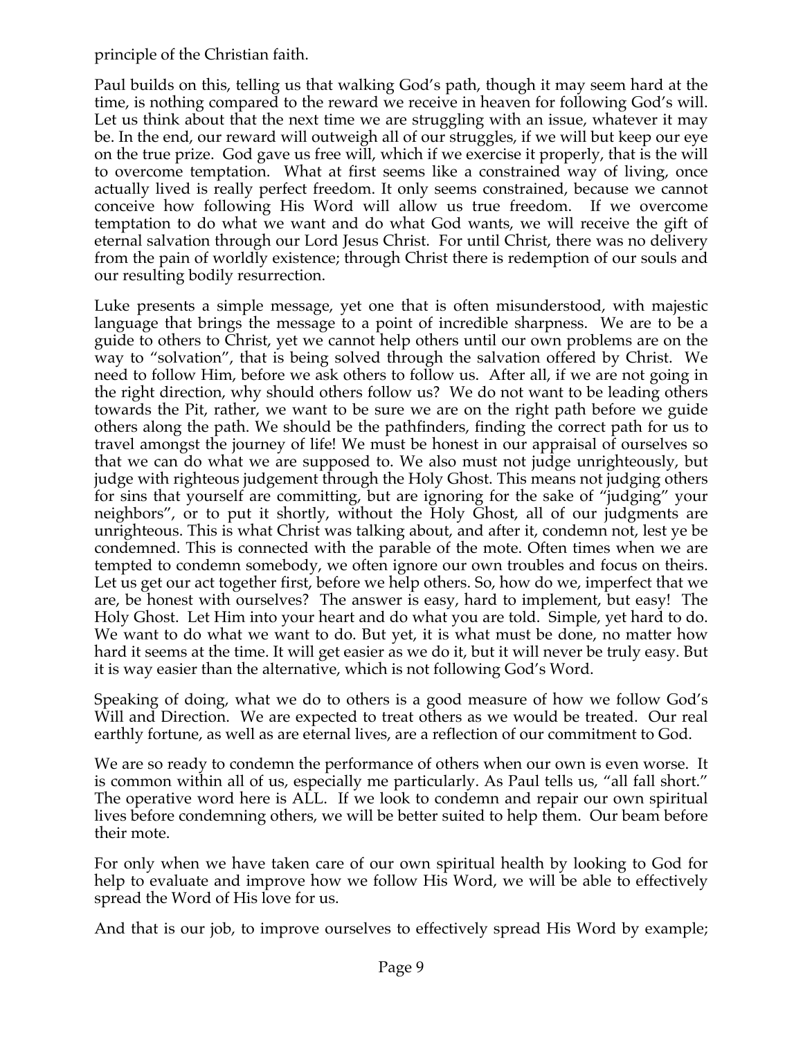principle of the Christian faith.

Paul builds on this, telling us that walking God's path, though it may seem hard at the time, is nothing compared to the reward we receive in heaven for following God's will. Let us think about that the next time we are struggling with an issue, whatever it may be. In the end, our reward will outweigh all of our struggles, if we will but keep our eye on the true prize. God gave us free will, which if we exercise it properly, that is the will to overcome temptation. What at first seems like a constrained way of living, once actually lived is really perfect freedom. It only seems constrained, because we cannot conceive how following His Word will allow us true freedom. If we overcome temptation to do what we want and do what God wants, we will receive the gift of eternal salvation through our Lord Jesus Christ. For until Christ, there was no delivery from the pain of worldly existence; through Christ there is redemption of our souls and our resulting bodily resurrection.

Luke presents a simple message, yet one that is often misunderstood, with majestic language that brings the message to a point of incredible sharpness. We are to be a guide to others to Christ, yet we cannot help others until our own problems are on the way to "solvation", that is being solved through the salvation offered by Christ. We need to follow Him, before we ask others to follow us. After all, if we are not going in the right direction, why should others follow us? We do not want to be leading others towards the Pit, rather, we want to be sure we are on the right path before we guide others along the path. We should be the pathfinders, finding the correct path for us to travel amongst the journey of life! We must be honest in our appraisal of ourselves so that we can do what we are supposed to. We also must not judge unrighteously, but judge with righteous judgement through the Holy Ghost. This means not judging others for sins that yourself are committing, but are ignoring for the sake of "judging" your neighbors", or to put it shortly, without the Holy Ghost, all of our judgments are unrighteous. This is what Christ was talking about, and after it, condemn not, lest ye be condemned. This is connected with the parable of the mote. Often times when we are tempted to condemn somebody, we often ignore our own troubles and focus on theirs. Let us get our act together first, before we help others. So, how do we, imperfect that we are, be honest with ourselves? The answer is easy, hard to implement, but easy! The Holy Ghost. Let Him into your heart and do what you are told. Simple, yet hard to do. We want to do what we want to do. But yet, it is what must be done, no matter how hard it seems at the time. It will get easier as we do it, but it will never be truly easy. But it is way easier than the alternative, which is not following God's Word.

Speaking of doing, what we do to others is a good measure of how we follow God's Will and Direction. We are expected to treat others as we would be treated. Our real earthly fortune, as well as are eternal lives, are a reflection of our commitment to God.

We are so ready to condemn the performance of others when our own is even worse. It is common within all of us, especially me particularly. As Paul tells us, "all fall short." The operative word here is ALL. If we look to condemn and repair our own spiritual lives before condemning others, we will be better suited to help them. Our beam before their mote.

For only when we have taken care of our own spiritual health by looking to God for help to evaluate and improve how we follow His Word, we will be able to effectively spread the Word of His love for us.

And that is our job, to improve ourselves to effectively spread His Word by example;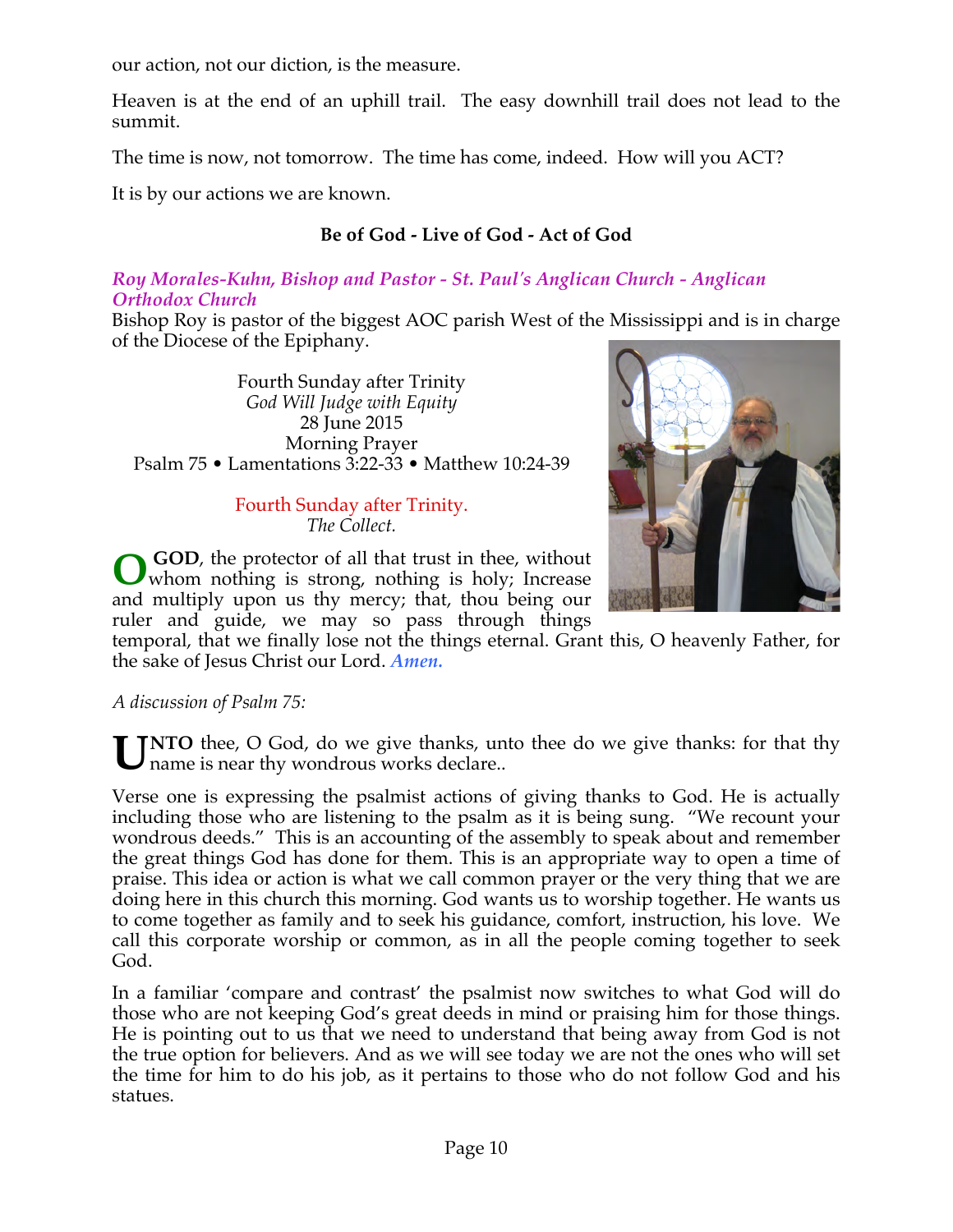our action, not our diction, is the measure.

Heaven is at the end of an uphill trail. The easy downhill trail does not lead to the summit.

The time is now, not tomorrow. The time has come, indeed. How will you ACT?

It is by our actions we are known.

**Be of God - Live of God - Act of God**

***Roy Morales-Kuhn, Bishop and Pastor - St. Paul's Anglican Church - Anglican Orthodox Church***

Bishop Roy is pastor of the biggest AOC parish West of the Mississippi and is in charge of the Diocese of the Epiphany.

Fourth Sunday after Trinity
*God Will Judge with Equity*
28 June 2015
Morning Prayer
Psalm 75 • Lamentations 3:22-33 • Matthew 10:24-39

Fourth Sunday after Trinity.
*The Collect.*

**O GOD**, the protector of all that trust in thee, without whom nothing is strong, nothing is holy; Increase and multiply upon us thy mercy; that, thou being our ruler and guide, we may so pass through things temporal, that we finally lose not the things eternal. Grant this, O heavenly Father, for the sake of Jesus Christ our Lord. ***Amen.***

*A discussion of Psalm 75:*

**UNTO** thee, O God, do we give thanks, unto thee do we give thanks: for that thy name is near thy wondrous works declare..

Verse one is expressing the psalmist actions of giving thanks to God. He is actually including those who are listening to the psalm as it is being sung. "We recount your wondrous deeds." This is an accounting of the assembly to speak about and remember the great things God has done for them. This is an appropriate way to open a time of praise. This idea or action is what we call common prayer or the very thing that we are doing here in this church this morning. God wants us to worship together. He wants us to come together as family and to seek his guidance, comfort, instruction, his love. We call this corporate worship or common, as in all the people coming together to seek God.

In a familiar 'compare and contrast' the psalmist now switches to what God will do those who are not keeping God's great deeds in mind or praising him for those things. He is pointing out to us that we need to understand that being away from God is not the true option for believers. And as we will see today we are not the ones who will set the time for him to do his job, as it pertains to those who do not follow God and his statues.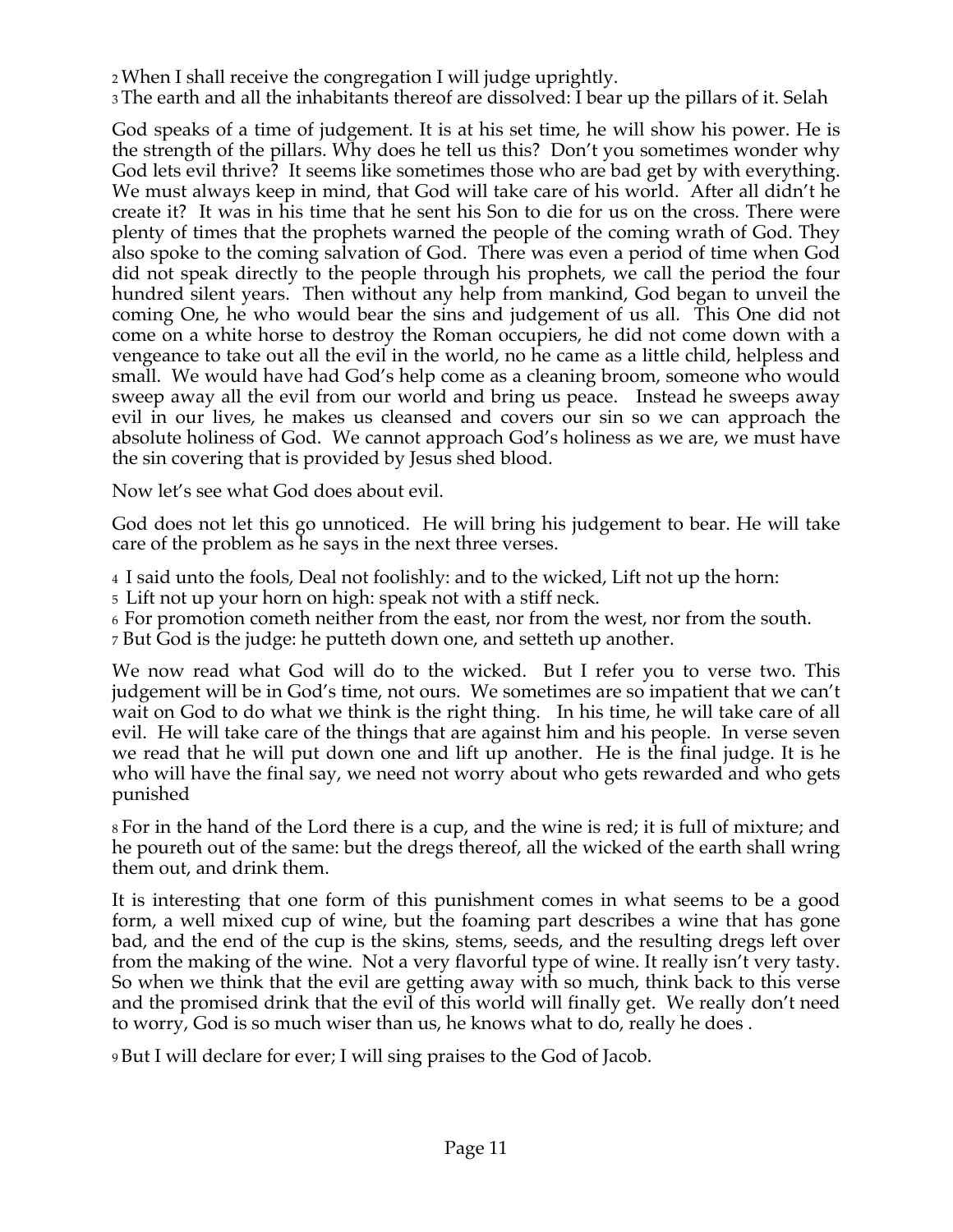2 When I shall receive the congregation I will judge uprightly.
3 The earth and all the inhabitants thereof are dissolved: I bear up the pillars of it. Selah

God speaks of a time of judgement. It is at his set time, he will show his power. He is the strength of the pillars. Why does he tell us this? Don't you sometimes wonder why God lets evil thrive? It seems like sometimes those who are bad get by with everything. We must always keep in mind, that God will take care of his world. After all didn't he create it? It was in his time that he sent his Son to die for us on the cross. There were plenty of times that the prophets warned the people of the coming wrath of God. They also spoke to the coming salvation of God. There was even a period of time when God did not speak directly to the people through his prophets, we call the period the four hundred silent years. Then without any help from mankind, God began to unveil the coming One, he who would bear the sins and judgement of us all. This One did not come on a white horse to destroy the Roman occupiers, he did not come down with a vengeance to take out all the evil in the world, no he came as a little child, helpless and small. We would have had God's help come as a cleaning broom, someone who would sweep away all the evil from our world and bring us peace. Instead he sweeps away evil in our lives, he makes us cleansed and covers our sin so we can approach the absolute holiness of God. We cannot approach God's holiness as we are, we must have the sin covering that is provided by Jesus shed blood.

Now let's see what God does about evil.

God does not let this go unnoticed. He will bring his judgement to bear. He will take care of the problem as he says in the next three verses.

4 I said unto the fools, Deal not foolishly: and to the wicked, Lift not up the horn:
5 Lift not up your horn on high: speak not with a stiff neck.
6 For promotion cometh neither from the east, nor from the west, nor from the south.
7 But God is the judge: he putteth down one, and setteth up another.

We now read what God will do to the wicked. But I refer you to verse two. This judgement will be in God's time, not ours. We sometimes are so impatient that we can't wait on God to do what we think is the right thing. In his time, he will take care of all evil. He will take care of the things that are against him and his people. In verse seven we read that he will put down one and lift up another. He is the final judge. It is he who will have the final say, we need not worry about who gets rewarded and who gets punished

8 For in the hand of the Lord there is a cup, and the wine is red; it is full of mixture; and he poureth out of the same: but the dregs thereof, all the wicked of the earth shall wring them out, and drink them.

It is interesting that one form of this punishment comes in what seems to be a good form, a well mixed cup of wine, but the foaming part describes a wine that has gone bad, and the end of the cup is the skins, stems, seeds, and the resulting dregs left over from the making of the wine. Not a very flavorful type of wine. It really isn't very tasty. So when we think that the evil are getting away with so much, think back to this verse and the promised drink that the evil of this world will finally get. We really don't need to worry, God is so much wiser than us, he knows what to do, really he does .

9 But I will declare for ever; I will sing praises to the God of Jacob.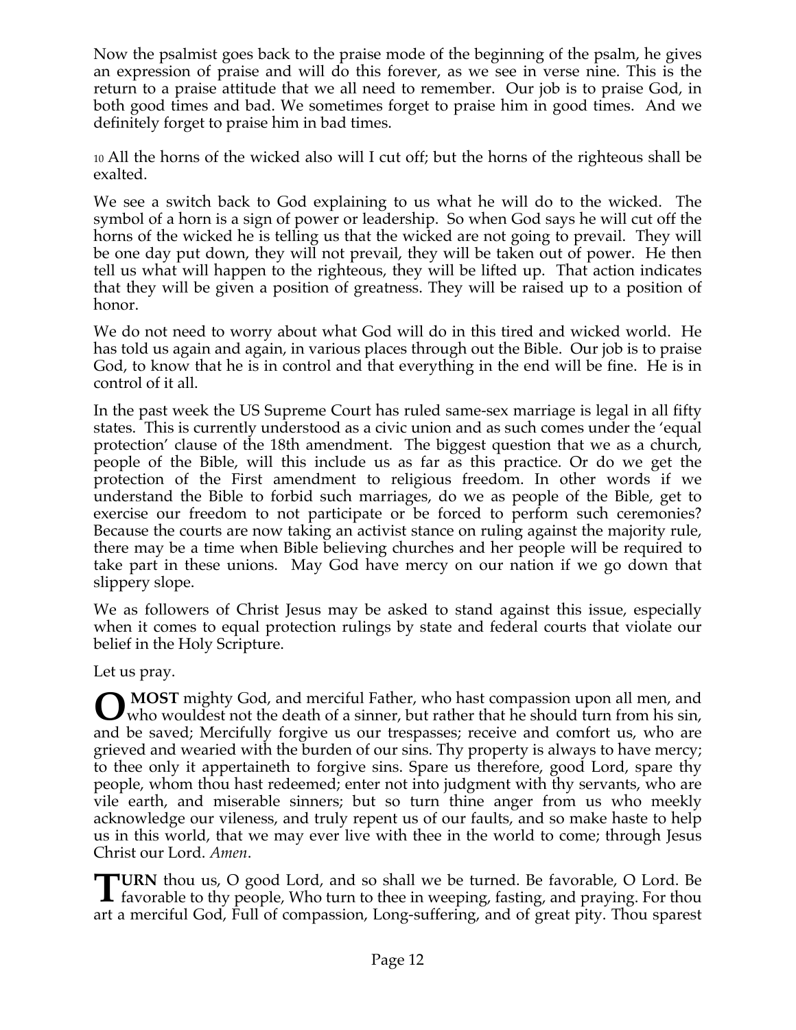Now the psalmist goes back to the praise mode of the beginning of the psalm, he gives an expression of praise and will do this forever, as we see in verse nine. This is the return to a praise attitude that we all need to remember. Our job is to praise God, in both good times and bad. We sometimes forget to praise him in good times. And we definitely forget to praise him in bad times.

10 All the horns of the wicked also will I cut off; but the horns of the righteous shall be exalted.

We see a switch back to God explaining to us what he will do to the wicked. The symbol of a horn is a sign of power or leadership. So when God says he will cut off the horns of the wicked he is telling us that the wicked are not going to prevail. They will be one day put down, they will not prevail, they will be taken out of power. He then tell us what will happen to the righteous, they will be lifted up. That action indicates that they will be given a position of greatness. They will be raised up to a position of honor.

We do not need to worry about what God will do in this tired and wicked world. He has told us again and again, in various places through out the Bible. Our job is to praise God, to know that he is in control and that everything in the end will be fine. He is in control of it all.

In the past week the US Supreme Court has ruled same-sex marriage is legal in all fifty states. This is currently understood as a civic union and as such comes under the 'equal protection' clause of the 18th amendment. The biggest question that we as a church, people of the Bible, will this include us as far as this practice. Or do we get the protection of the First amendment to religious freedom. In other words if we understand the Bible to forbid such marriages, do we as people of the Bible, get to exercise our freedom to not participate or be forced to perform such ceremonies? Because the courts are now taking an activist stance on ruling against the majority rule, there may be a time when Bible believing churches and her people will be required to take part in these unions. May God have mercy on our nation if we go down that slippery slope.

We as followers of Christ Jesus may be asked to stand against this issue, especially when it comes to equal protection rulings by state and federal courts that violate our belief in the Holy Scripture.

Let us pray.

**O MOST** mighty God, and merciful Father, who hast compassion upon all men, and who wouldest not the death of a sinner, but rather that he should turn from his sin, and be saved; Mercifully forgive us our trespasses; receive and comfort us, who are grieved and wearied with the burden of our sins. Thy property is always to have mercy; to thee only it appertaineth to forgive sins. Spare us therefore, good Lord, spare thy people, whom thou hast redeemed; enter not into judgment with thy servants, who are vile earth, and miserable sinners; but so turn thine anger from us who meekly acknowledge our vileness, and truly repent us of our faults, and so make haste to help us in this world, that we may ever live with thee in the world to come; through Jesus Christ our Lord. *Amen*.

**TURN** thou us, O good Lord, and so shall we be turned. Be favorable, O Lord. Be favorable to thy people, Who turn to thee in weeping, fasting, and praying. For thou art a merciful God, Full of compassion, Long-suffering, and of great pity. Thou sparest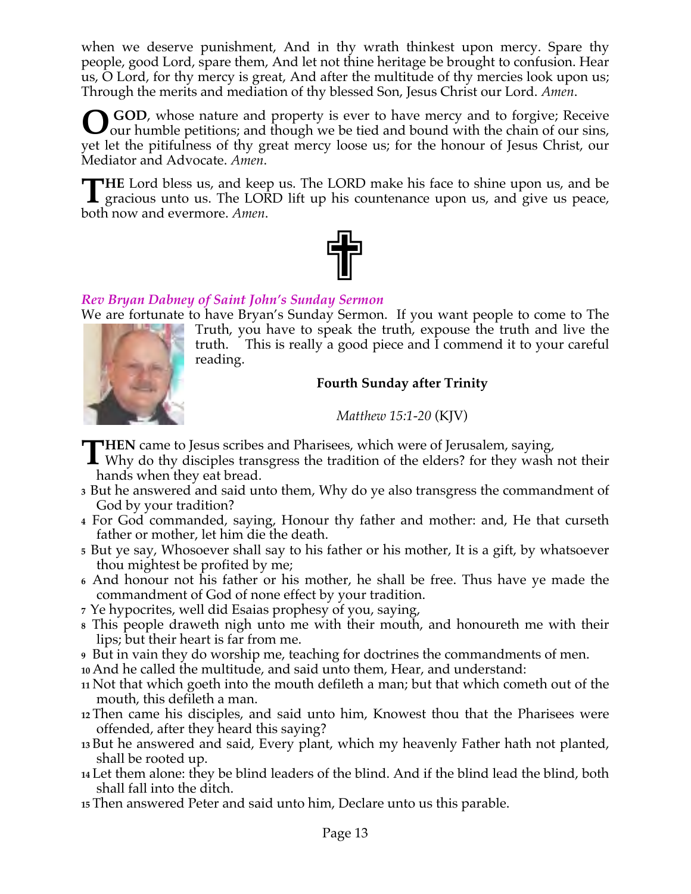when we deserve punishment, And in thy wrath thinkest upon mercy. Spare thy people, good Lord, spare them, And let not thine heritage be brought to confusion. Hear us, O Lord, for thy mercy is great, And after the multitude of thy mercies look upon us; Through the merits and mediation of thy blessed Son, Jesus Christ our Lord. *Amen*.

**O GOD**, whose nature and property is ever to have mercy and to forgive; Receive our humble petitions; and though we be tied and bound with the chain of our sins, yet let the pitifulness of thy great mercy loose us; for the honour of Jesus Christ, our Mediator and Advocate. *Amen*.

**THE** Lord bless us, and keep us. The LORD make his face to shine upon us, and be gracious unto us. The LORD lift up his countenance upon us, and give us peace, both now and evermore. *Amen*.

✝

### *Rev Bryan Dabney of Saint John's Sunday Sermon*

We are fortunate to have Bryan's Sunday Sermon. If you want people to come to The Truth, you have to speak the truth, expouse the truth and live the truth. This is really a good piece and I commend it to your careful reading.

**Fourth Sunday after Trinity**

*Matthew 15:1-20* (KJV)

**THEN** came to Jesus scribes and Pharisees, which were of Jerusalem, saying,
Why do thy disciples transgress the tradition of the elders? for they wash not their hands when they eat bread.
3 But he answered and said unto them, Why do ye also transgress the commandment of God by your tradition?
4 For God commanded, saying, Honour thy father and mother: and, He that curseth father or mother, let him die the death.
5 But ye say, Whosoever shall say to his father or his mother, It is a gift, by whatsoever thou mightest be profited by me;
6 And honour not his father or his mother, he shall be free. Thus have ye made the commandment of God of none effect by your tradition.
7 Ye hypocrites, well did Esaias prophesy of you, saying,
8 This people draweth nigh unto me with their mouth, and honoureth me with their lips; but their heart is far from me.
9 But in vain they do worship me, teaching for doctrines the commandments of men.
10 And he called the multitude, and said unto them, Hear, and understand:
11 Not that which goeth into the mouth defileth a man; but that which cometh out of the mouth, this defileth a man.
12 Then came his disciples, and said unto him, Knowest thou that the Pharisees were offended, after they heard this saying?
13 But he answered and said, Every plant, which my heavenly Father hath not planted, shall be rooted up.
14 Let them alone: they be blind leaders of the blind. And if the blind lead the blind, both shall fall into the ditch.
15 Then answered Peter and said unto him, Declare unto us this parable.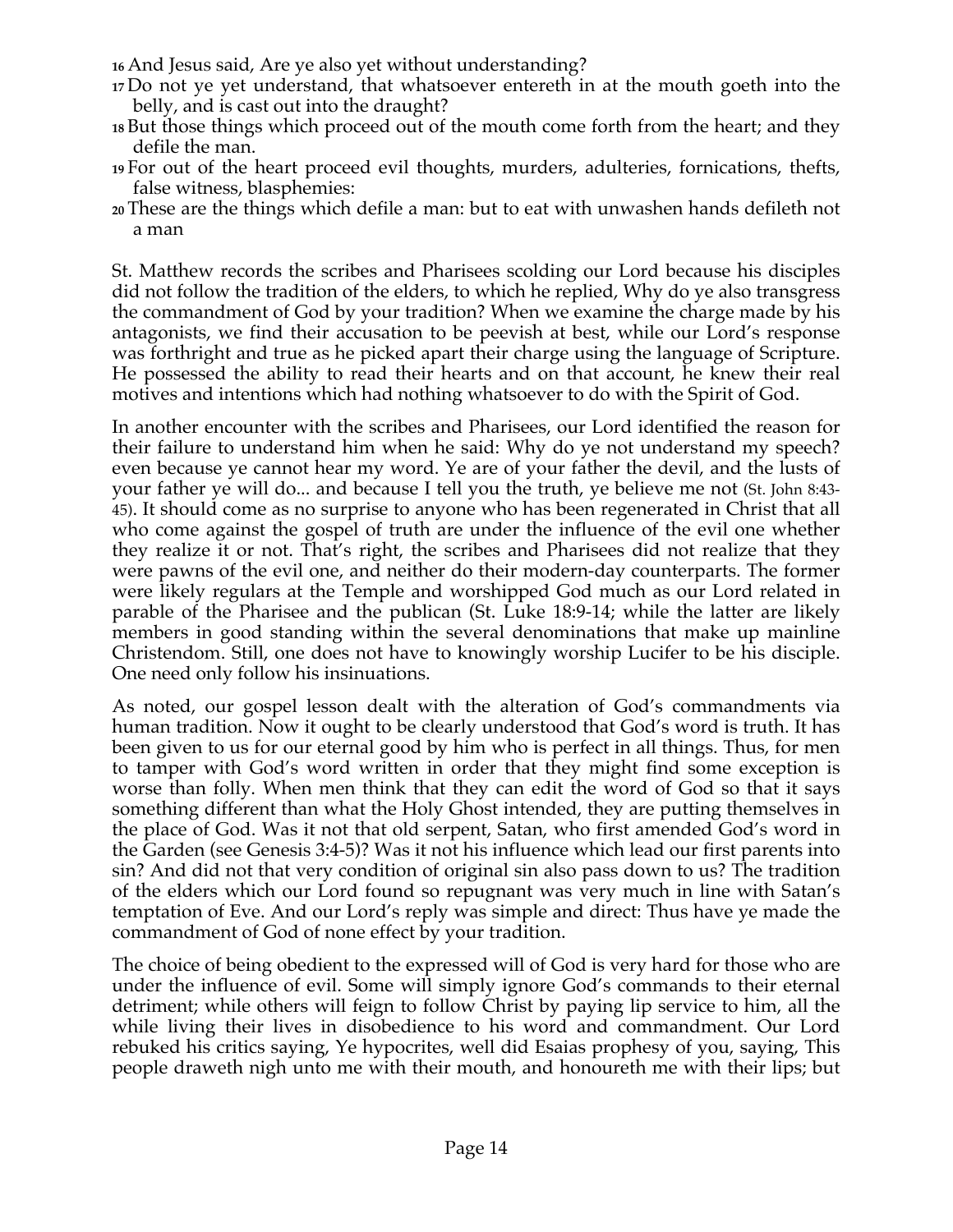16 And Jesus said, Are ye also yet without understanding?
17 Do not ye yet understand, that whatsoever entereth in at the mouth goeth into the belly, and is cast out into the draught?
18 But those things which proceed out of the mouth come forth from the heart; and they defile the man.
19 For out of the heart proceed evil thoughts, murders, adulteries, fornications, thefts, false witness, blasphemies:
20 These are the things which defile a man: but to eat with unwashen hands defileth not a man

St. Matthew records the scribes and Pharisees scolding our Lord because his disciples did not follow the tradition of the elders, to which he replied, Why do ye also transgress the commandment of God by your tradition? When we examine the charge made by his antagonists, we find their accusation to be peevish at best, while our Lord's response was forthright and true as he picked apart their charge using the language of Scripture. He possessed the ability to read their hearts and on that account, he knew their real motives and intentions which had nothing whatsoever to do with the Spirit of God.

In another encounter with the scribes and Pharisees, our Lord identified the reason for their failure to understand him when he said: Why do ye not understand my speech? even because ye cannot hear my word. Ye are of your father the devil, and the lusts of your father ye will do... and because I tell you the truth, ye believe me not (St. John 8:43-45). It should come as no surprise to anyone who has been regenerated in Christ that all who come against the gospel of truth are under the influence of the evil one whether they realize it or not. That's right, the scribes and Pharisees did not realize that they were pawns of the evil one, and neither do their modern-day counterparts. The former were likely regulars at the Temple and worshipped God much as our Lord related in parable of the Pharisee and the publican (St. Luke 18:9-14; while the latter are likely members in good standing within the several denominations that make up mainline Christendom. Still, one does not have to knowingly worship Lucifer to be his disciple. One need only follow his insinuations.

As noted, our gospel lesson dealt with the alteration of God's commandments via human tradition. Now it ought to be clearly understood that God's word is truth. It has been given to us for our eternal good by him who is perfect in all things. Thus, for men to tamper with God's word written in order that they might find some exception is worse than folly. When men think that they can edit the word of God so that it says something different than what the Holy Ghost intended, they are putting themselves in the place of God. Was it not that old serpent, Satan, who first amended God's word in the Garden (see Genesis 3:4-5)? Was it not his influence which lead our first parents into sin? And did not that very condition of original sin also pass down to us? The tradition of the elders which our Lord found so repugnant was very much in line with Satan's temptation of Eve. And our Lord's reply was simple and direct: Thus have ye made the commandment of God of none effect by your tradition.

The choice of being obedient to the expressed will of God is very hard for those who are under the influence of evil. Some will simply ignore God's commands to their eternal detriment; while others will feign to follow Christ by paying lip service to him, all the while living their lives in disobedience to his word and commandment. Our Lord rebuked his critics saying, Ye hypocrites, well did Esaias prophesy of you, saying, This people draweth nigh unto me with their mouth, and honoureth me with their lips; but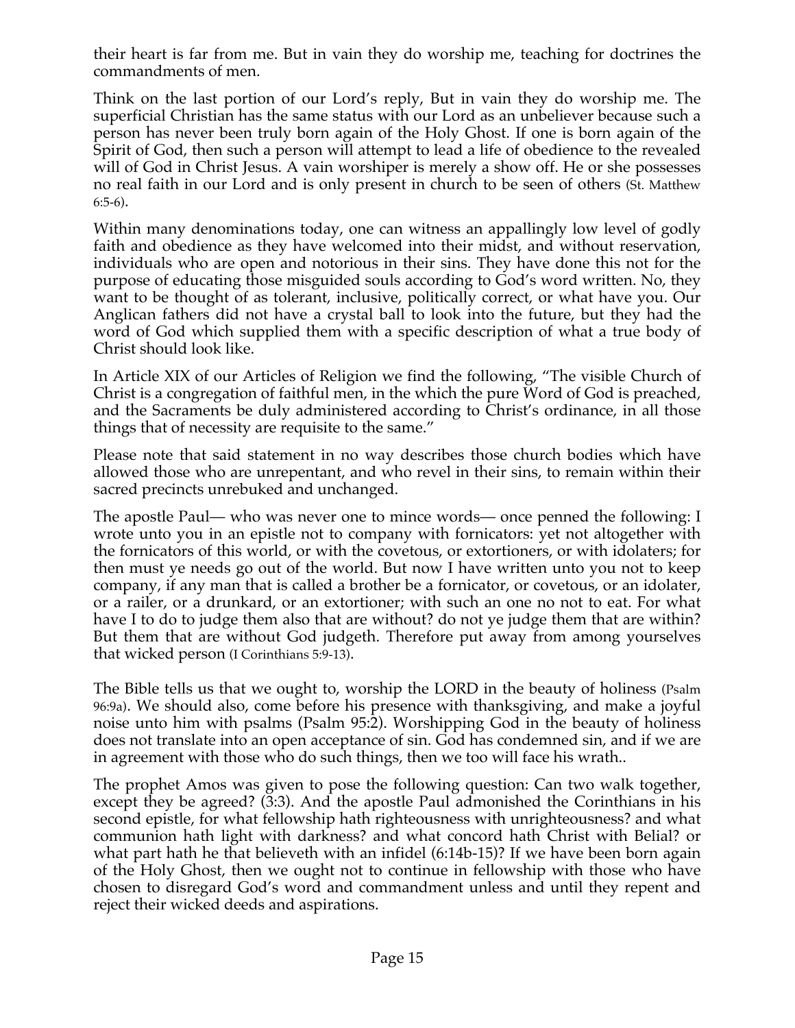their heart is far from me. But in vain they do worship me, teaching for doctrines the commandments of men.

Think on the last portion of our Lord's reply, But in vain they do worship me. The superficial Christian has the same status with our Lord as an unbeliever because such a person has never been truly born again of the Holy Ghost. If one is born again of the Spirit of God, then such a person will attempt to lead a life of obedience to the revealed will of God in Christ Jesus. A vain worshiper is merely a show off. He or she possesses no real faith in our Lord and is only present in church to be seen of others (St. Matthew 6:5-6).

Within many denominations today, one can witness an appallingly low level of godly faith and obedience as they have welcomed into their midst, and without reservation, individuals who are open and notorious in their sins. They have done this not for the purpose of educating those misguided souls according to God's word written. No, they want to be thought of as tolerant, inclusive, politically correct, or what have you. Our Anglican fathers did not have a crystal ball to look into the future, but they had the word of God which supplied them with a specific description of what a true body of Christ should look like.

In Article XIX of our Articles of Religion we find the following, "The visible Church of Christ is a congregation of faithful men, in the which the pure Word of God is preached, and the Sacraments be duly administered according to Christ's ordinance, in all those things that of necessity are requisite to the same."

Please note that said statement in no way describes those church bodies which have allowed those who are unrepentant, and who revel in their sins, to remain within their sacred precincts unrebuked and unchanged.

The apostle Paul— who was never one to mince words— once penned the following: I wrote unto you in an epistle not to company with fornicators: yet not altogether with the fornicators of this world, or with the covetous, or extortioners, or with idolaters; for then must ye needs go out of the world. But now I have written unto you not to keep company, if any man that is called a brother be a fornicator, or covetous, or an idolater, or a railer, or a drunkard, or an extortioner; with such an one no not to eat. For what have I to do to judge them also that are without? do not ye judge them that are within? But them that are without God judgeth. Therefore put away from among yourselves that wicked person (I Corinthians 5:9-13).

The Bible tells us that we ought to, worship the LORD in the beauty of holiness (Psalm 96:9a). We should also, come before his presence with thanksgiving, and make a joyful noise unto him with psalms (Psalm 95:2). Worshipping God in the beauty of holiness does not translate into an open acceptance of sin. God has condemned sin, and if we are in agreement with those who do such things, then we too will face his wrath..

The prophet Amos was given to pose the following question: Can two walk together, except they be agreed? (3:3). And the apostle Paul admonished the Corinthians in his second epistle, for what fellowship hath righteousness with unrighteousness? and what communion hath light with darkness? and what concord hath Christ with Belial? or what part hath he that believeth with an infidel (6:14b-15)? If we have been born again of the Holy Ghost, then we ought not to continue in fellowship with those who have chosen to disregard God's word and commandment unless and until they repent and reject their wicked deeds and aspirations.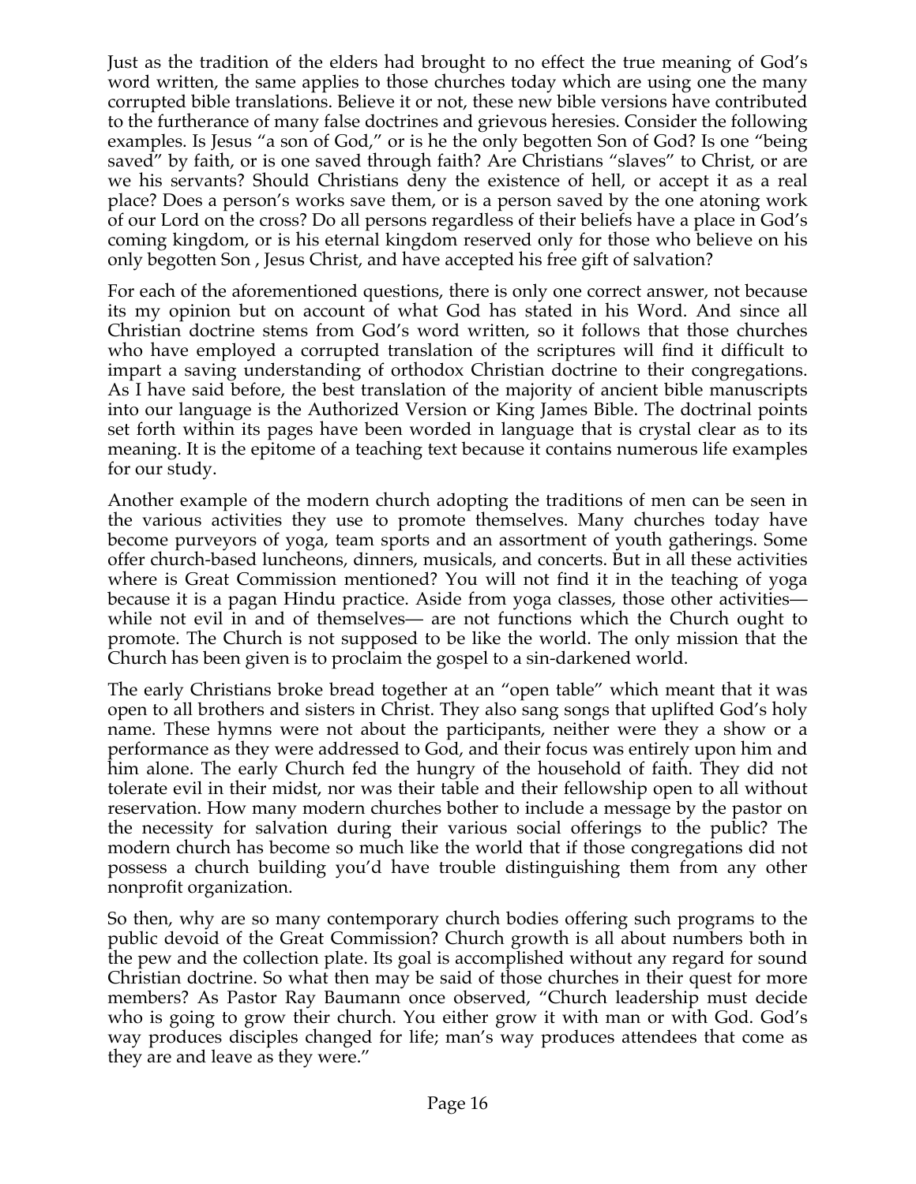Just as the tradition of the elders had brought to no effect the true meaning of God's word written, the same applies to those churches today which are using one the many corrupted bible translations. Believe it or not, these new bible versions have contributed to the furtherance of many false doctrines and grievous heresies. Consider the following examples. Is Jesus "a son of God," or is he the only begotten Son of God? Is one "being saved" by faith, or is one saved through faith? Are Christians "slaves" to Christ, or are we his servants? Should Christians deny the existence of hell, or accept it as a real place? Does a person's works save them, or is a person saved by the one atoning work of our Lord on the cross? Do all persons regardless of their beliefs have a place in God's coming kingdom, or is his eternal kingdom reserved only for those who believe on his only begotten Son , Jesus Christ, and have accepted his free gift of salvation?

For each of the aforementioned questions, there is only one correct answer, not because its my opinion but on account of what God has stated in his Word. And since all Christian doctrine stems from God's word written, so it follows that those churches who have employed a corrupted translation of the scriptures will find it difficult to impart a saving understanding of orthodox Christian doctrine to their congregations. As I have said before, the best translation of the majority of ancient bible manuscripts into our language is the Authorized Version or King James Bible. The doctrinal points set forth within its pages have been worded in language that is crystal clear as to its meaning. It is the epitome of a teaching text because it contains numerous life examples for our study.

Another example of the modern church adopting the traditions of men can be seen in the various activities they use to promote themselves. Many churches today have become purveyors of yoga, team sports and an assortment of youth gatherings. Some offer church-based luncheons, dinners, musicals, and concerts. But in all these activities where is Great Commission mentioned? You will not find it in the teaching of yoga because it is a pagan Hindu practice. Aside from yoga classes, those other activities— while not evil in and of themselves— are not functions which the Church ought to promote. The Church is not supposed to be like the world. The only mission that the Church has been given is to proclaim the gospel to a sin-darkened world.

The early Christians broke bread together at an "open table" which meant that it was open to all brothers and sisters in Christ. They also sang songs that uplifted God's holy name. These hymns were not about the participants, neither were they a show or a performance as they were addressed to God, and their focus was entirely upon him and him alone. The early Church fed the hungry of the household of faith. They did not tolerate evil in their midst, nor was their table and their fellowship open to all without reservation. How many modern churches bother to include a message by the pastor on the necessity for salvation during their various social offerings to the public? The modern church has become so much like the world that if those congregations did not possess a church building you'd have trouble distinguishing them from any other nonprofit organization.

So then, why are so many contemporary church bodies offering such programs to the public devoid of the Great Commission? Church growth is all about numbers both in the pew and the collection plate. Its goal is accomplished without any regard for sound Christian doctrine. So what then may be said of those churches in their quest for more members? As Pastor Ray Baumann once observed, "Church leadership must decide who is going to grow their church. You either grow it with man or with God. God's way produces disciples changed for life; man's way produces attendees that come as they are and leave as they were."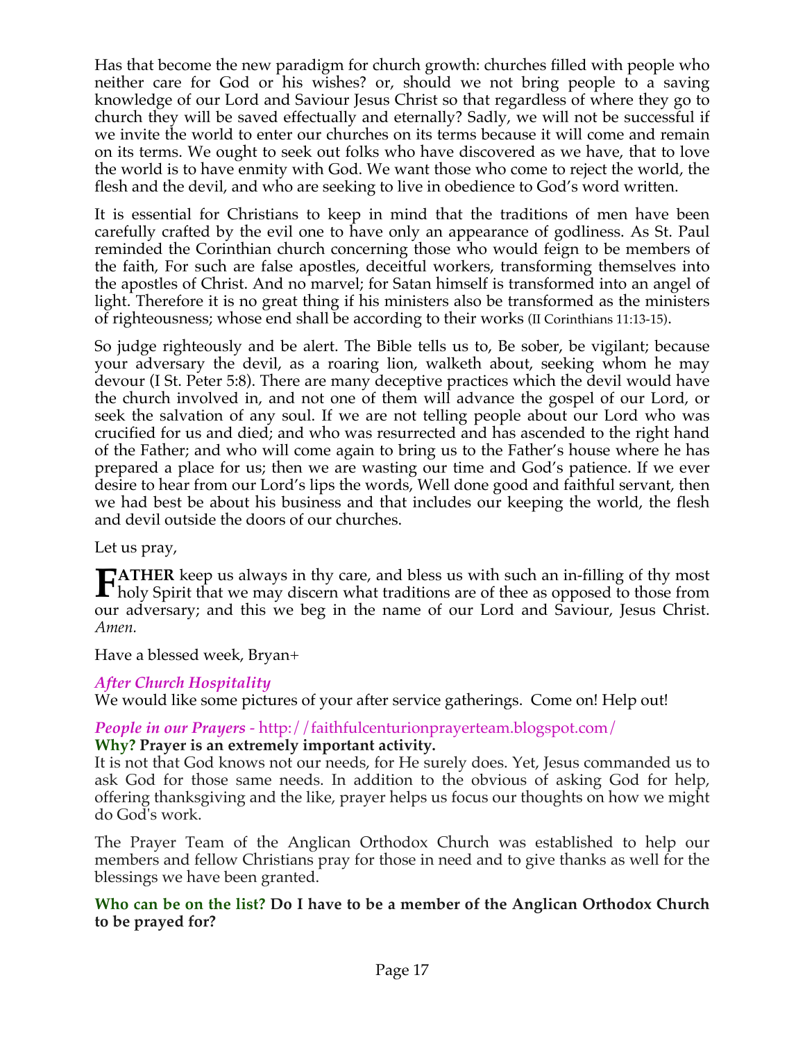Has that become the new paradigm for church growth: churches filled with people who neither care for God or his wishes? or, should we not bring people to a saving knowledge of our Lord and Saviour Jesus Christ so that regardless of where they go to church they will be saved effectually and eternally? Sadly, we will not be successful if we invite the world to enter our churches on its terms because it will come and remain on its terms. We ought to seek out folks who have discovered as we have, that to love the world is to have enmity with God. We want those who come to reject the world, the flesh and the devil, and who are seeking to live in obedience to God's word written.

It is essential for Christians to keep in mind that the traditions of men have been carefully crafted by the evil one to have only an appearance of godliness. As St. Paul reminded the Corinthian church concerning those who would feign to be members of the faith, For such are false apostles, deceitful workers, transforming themselves into the apostles of Christ. And no marvel; for Satan himself is transformed into an angel of light. Therefore it is no great thing if his ministers also be transformed as the ministers of righteousness; whose end shall be according to their works (II Corinthians 11:13-15).

So judge righteously and be alert. The Bible tells us to, Be sober, be vigilant; because your adversary the devil, as a roaring lion, walketh about, seeking whom he may devour (I St. Peter 5:8). There are many deceptive practices which the devil would have the church involved in, and not one of them will advance the gospel of our Lord, or seek the salvation of any soul. If we are not telling people about our Lord who was crucified for us and died; and who was resurrected and has ascended to the right hand of the Father; and who will come again to bring us to the Father's house where he has prepared a place for us; then we are wasting our time and God's patience. If we ever desire to hear from our Lord's lips the words, Well done good and faithful servant, then we had best be about his business and that includes our keeping the world, the flesh and devil outside the doors of our churches.

Let us pray,

**FATHER** keep us always in thy care, and bless us with such an in-filling of thy most holy Spirit that we may discern what traditions are of thee as opposed to those from our adversary; and this we beg in the name of our Lord and Saviour, Jesus Christ. *Amen.*

Have a blessed week, Bryan+

### *After Church Hospitality*

We would like some pictures of your after service gatherings. Come on! Help out!

### *People in our Prayers* - http://faithfulcenturionprayerteam.blogspot.com/

**Why? Prayer is an extremely important activity.**

It is not that God knows not our needs, for He surely does. Yet, Jesus commanded us to ask God for those same needs. In addition to the obvious of asking God for help, offering thanksgiving and the like, prayer helps us focus our thoughts on how we might do God's work.

The Prayer Team of the Anglican Orthodox Church was established to help our members and fellow Christians pray for those in need and to give thanks as well for the blessings we have been granted.

**Who can be on the list? Do I have to be a member of the Anglican Orthodox Church to be prayed for?**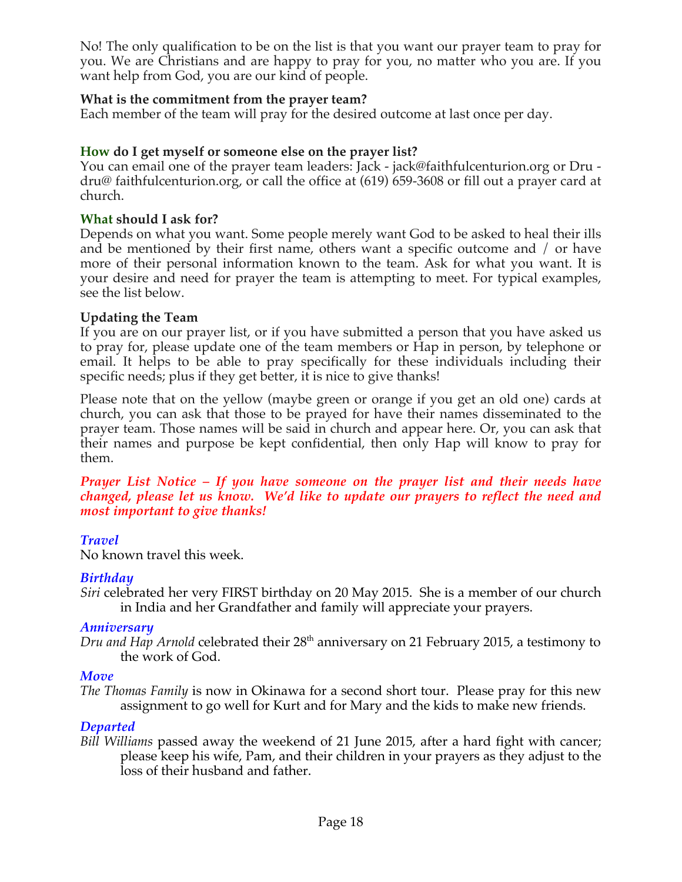No! The only qualification to be on the list is that you want our prayer team to pray for you. We are Christians and are happy to pray for you, no matter who you are. If you want help from God, you are our kind of people.

**What is the commitment from the prayer team?**
Each member of the team will pray for the desired outcome at last once per day.

**How do I get myself or someone else on the prayer list?**
You can email one of the prayer team leaders: Jack - jack@faithfulcenturion.org or Dru - dru@ faithfulcenturion.org, or call the office at (619) 659-3608 or fill out a prayer card at church.

**What should I ask for?**
Depends on what you want. Some people merely want God to be asked to heal their ills and be mentioned by their first name, others want a specific outcome and / or have more of their personal information known to the team. Ask for what you want. It is your desire and need for prayer the team is attempting to meet. For typical examples, see the list below.

**Updating the Team**
If you are on our prayer list, or if you have submitted a person that you have asked us to pray for, please update one of the team members or Hap in person, by telephone or email. It helps to be able to pray specifically for these individuals including their specific needs; plus if they get better, it is nice to give thanks!

Please note that on the yellow (maybe green or orange if you get an old one) cards at church, you can ask that those to be prayed for have their names disseminated to the prayer team. Those names will be said in church and appear here. Or, you can ask that their names and purpose be kept confidential, then only Hap will know to pray for them.

***Prayer List Notice – If you have someone on the prayer list and their needs have changed, please let us know. We'd like to update our prayers to reflect the need and most important to give thanks!***

### *Travel*
No known travel this week.

### *Birthday*
*Siri* celebrated her very FIRST birthday on 20 May 2015. She is a member of our church in India and her Grandfather and family will appreciate your prayers.

### *Anniversary*
*Dru and Hap Arnold* celebrated their 28th anniversary on 21 February 2015, a testimony to the work of God.

### *Move*
*The Thomas Family* is now in Okinawa for a second short tour. Please pray for this new assignment to go well for Kurt and for Mary and the kids to make new friends.

### *Departed*
*Bill Williams* passed away the weekend of 21 June 2015, after a hard fight with cancer; please keep his wife, Pam, and their children in your prayers as they adjust to the loss of their husband and father.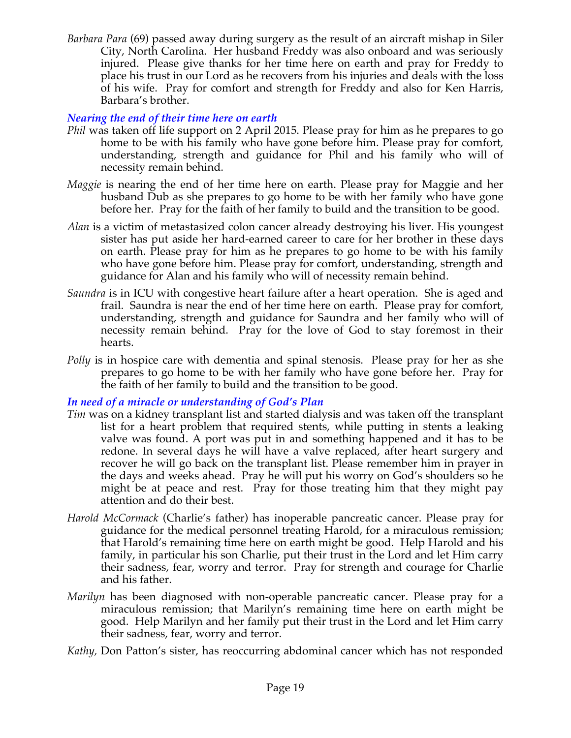*Barbara Para* (69) passed away during surgery as the result of an aircraft mishap in Siler City, North Carolina. Her husband Freddy was also onboard and was seriously injured. Please give thanks for her time here on earth and pray for Freddy to place his trust in our Lord as he recovers from his injuries and deals with the loss of his wife. Pray for comfort and strength for Freddy and also for Ken Harris, Barbara's brother.

### *Nearing the end of their time here on earth*

*Phil* was taken off life support on 2 April 2015. Please pray for him as he prepares to go home to be with his family who have gone before him. Please pray for comfort, understanding, strength and guidance for Phil and his family who will of necessity remain behind.

*Maggie* is nearing the end of her time here on earth. Please pray for Maggie and her husband Dub as she prepares to go home to be with her family who have gone before her. Pray for the faith of her family to build and the transition to be good.

*Alan* is a victim of metastasized colon cancer already destroying his liver. His youngest sister has put aside her hard-earned career to care for her brother in these days on earth. Please pray for him as he prepares to go home to be with his family who have gone before him. Please pray for comfort, understanding, strength and guidance for Alan and his family who will of necessity remain behind.

*Saundra* is in ICU with congestive heart failure after a heart operation. She is aged and frail. Saundra is near the end of her time here on earth. Please pray for comfort, understanding, strength and guidance for Saundra and her family who will of necessity remain behind. Pray for the love of God to stay foremost in their hearts.

*Polly* is in hospice care with dementia and spinal stenosis. Please pray for her as she prepares to go home to be with her family who have gone before her. Pray for the faith of her family to build and the transition to be good.

### *In need of a miracle or understanding of God's Plan*

*Tim* was on a kidney transplant list and started dialysis and was taken off the transplant list for a heart problem that required stents, while putting in stents a leaking valve was found. A port was put in and something happened and it has to be redone. In several days he will have a valve replaced, after heart surgery and recover he will go back on the transplant list. Please remember him in prayer in the days and weeks ahead. Pray he will put his worry on God's shoulders so he might be at peace and rest. Pray for those treating him that they might pay attention and do their best.

*Harold McCormack* (Charlie's father) has inoperable pancreatic cancer. Please pray for guidance for the medical personnel treating Harold, for a miraculous remission; that Harold's remaining time here on earth might be good. Help Harold and his family, in particular his son Charlie, put their trust in the Lord and let Him carry their sadness, fear, worry and terror. Pray for strength and courage for Charlie and his father.

*Marilyn* has been diagnosed with non-operable pancreatic cancer. Please pray for a miraculous remission; that Marilyn's remaining time here on earth might be good. Help Marilyn and her family put their trust in the Lord and let Him carry their sadness, fear, worry and terror.

*Kathy,* Don Patton's sister, has reoccurring abdominal cancer which has not responded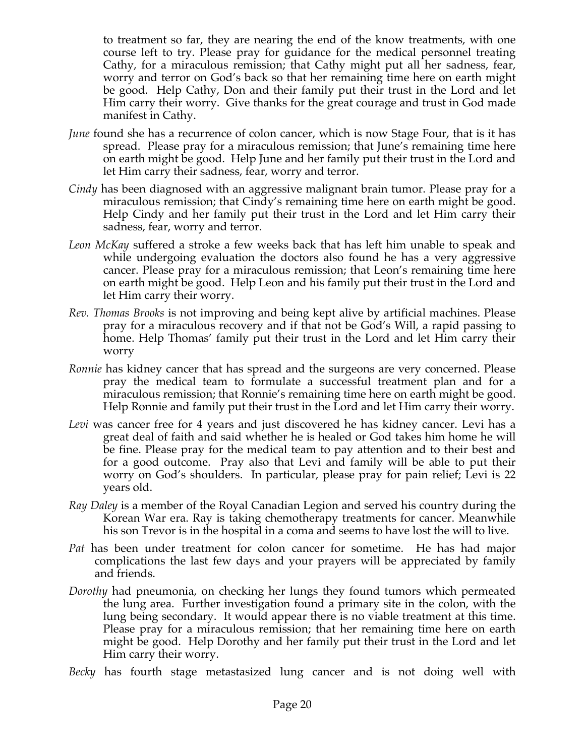to treatment so far, they are nearing the end of the know treatments, with one course left to try. Please pray for guidance for the medical personnel treating Cathy, for a miraculous remission; that Cathy might put all her sadness, fear, worry and terror on God's back so that her remaining time here on earth might be good. Help Cathy, Don and their family put their trust in the Lord and let Him carry their worry. Give thanks for the great courage and trust in God made manifest in Cathy.

*June* found she has a recurrence of colon cancer, which is now Stage Four, that is it has spread. Please pray for a miraculous remission; that June's remaining time here on earth might be good. Help June and her family put their trust in the Lord and let Him carry their sadness, fear, worry and terror.

*Cindy* has been diagnosed with an aggressive malignant brain tumor. Please pray for a miraculous remission; that Cindy's remaining time here on earth might be good. Help Cindy and her family put their trust in the Lord and let Him carry their sadness, fear, worry and terror.

*Leon McKay* suffered a stroke a few weeks back that has left him unable to speak and while undergoing evaluation the doctors also found he has a very aggressive cancer. Please pray for a miraculous remission; that Leon's remaining time here on earth might be good. Help Leon and his family put their trust in the Lord and let Him carry their worry.

*Rev. Thomas Brooks* is not improving and being kept alive by artificial machines. Please pray for a miraculous recovery and if that not be God's Will, a rapid passing to home. Help Thomas' family put their trust in the Lord and let Him carry their worry

*Ronnie* has kidney cancer that has spread and the surgeons are very concerned. Please pray the medical team to formulate a successful treatment plan and for a miraculous remission; that Ronnie's remaining time here on earth might be good. Help Ronnie and family put their trust in the Lord and let Him carry their worry.

*Levi* was cancer free for 4 years and just discovered he has kidney cancer. Levi has a great deal of faith and said whether he is healed or God takes him home he will be fine. Please pray for the medical team to pay attention and to their best and for a good outcome. Pray also that Levi and family will be able to put their worry on God's shoulders. In particular, please pray for pain relief; Levi is 22 years old.

*Ray Daley* is a member of the Royal Canadian Legion and served his country during the Korean War era. Ray is taking chemotherapy treatments for cancer. Meanwhile his son Trevor is in the hospital in a coma and seems to have lost the will to live.

*Pat* has been under treatment for colon cancer for sometime. He has had major complications the last few days and your prayers will be appreciated by family and friends.

*Dorothy* had pneumonia, on checking her lungs they found tumors which permeated the lung area. Further investigation found a primary site in the colon, with the lung being secondary. It would appear there is no viable treatment at this time. Please pray for a miraculous remission; that her remaining time here on earth might be good. Help Dorothy and her family put their trust in the Lord and let Him carry their worry.

*Becky* has fourth stage metastasized lung cancer and is not doing well with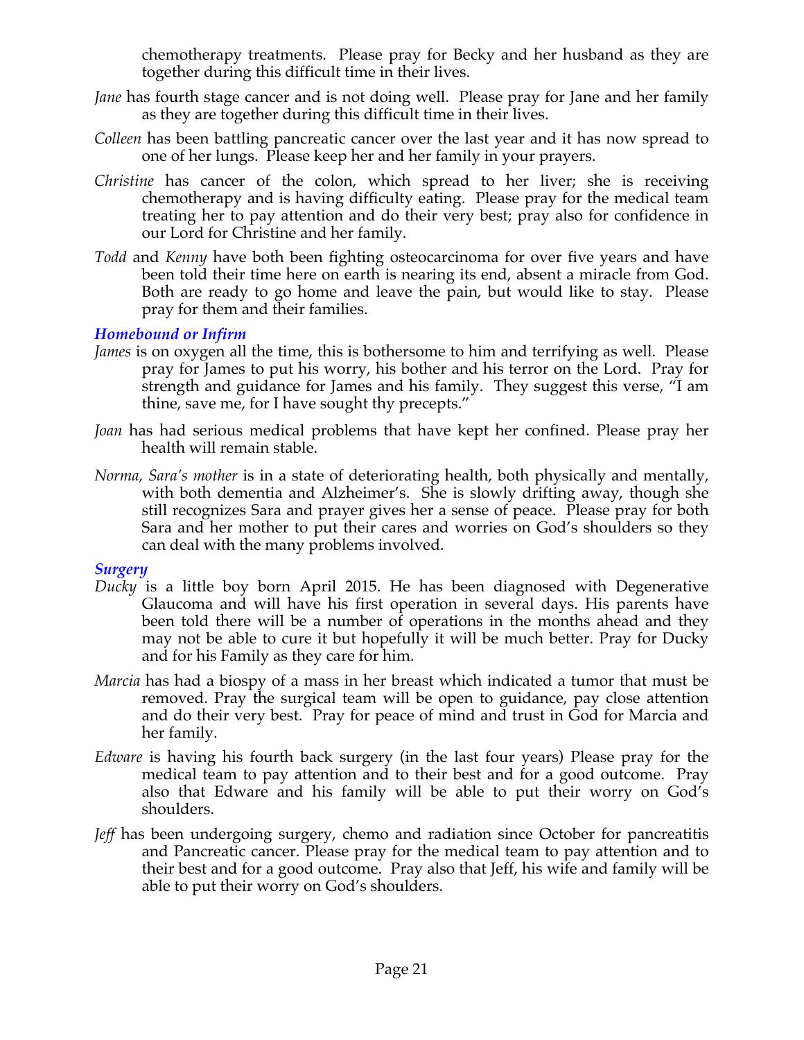chemotherapy treatments. Please pray for Becky and her husband as they are together during this difficult time in their lives.

*Jane* has fourth stage cancer and is not doing well. Please pray for Jane and her family as they are together during this difficult time in their lives.

*Colleen* has been battling pancreatic cancer over the last year and it has now spread to one of her lungs. Please keep her and her family in your prayers.

*Christine* has cancer of the colon, which spread to her liver; she is receiving chemotherapy and is having difficulty eating. Please pray for the medical team treating her to pay attention and do their very best; pray also for confidence in our Lord for Christine and her family.

*Todd* and *Kenny* have both been fighting osteocarcinoma for over five years and have been told their time here on earth is nearing its end, absent a miracle from God. Both are ready to go home and leave the pain, but would like to stay. Please pray for them and their families.

### *Homebound or Infirm*

*James* is on oxygen all the time, this is bothersome to him and terrifying as well. Please pray for James to put his worry, his bother and his terror on the Lord. Pray for strength and guidance for James and his family. They suggest this verse, "I am thine, save me, for I have sought thy precepts."

*Joan* has had serious medical problems that have kept her confined. Please pray her health will remain stable.

*Norma, Sara's mother* is in a state of deteriorating health, both physically and mentally, with both dementia and Alzheimer's. She is slowly drifting away, though she still recognizes Sara and prayer gives her a sense of peace. Please pray for both Sara and her mother to put their cares and worries on God's shoulders so they can deal with the many problems involved.

### *Surgery*

*Ducky* is a little boy born April 2015. He has been diagnosed with Degenerative Glaucoma and will have his first operation in several days. His parents have been told there will be a number of operations in the months ahead and they may not be able to cure it but hopefully it will be much better. Pray for Ducky and for his Family as they care for him.

*Marcia* has had a biospy of a mass in her breast which indicated a tumor that must be removed. Pray the surgical team will be open to guidance, pay close attention and do their very best. Pray for peace of mind and trust in God for Marcia and her family.

*Edware* is having his fourth back surgery (in the last four years) Please pray for the medical team to pay attention and to their best and for a good outcome. Pray also that Edware and his family will be able to put their worry on God's shoulders.

*Jeff* has been undergoing surgery, chemo and radiation since October for pancreatitis and Pancreatic cancer. Please pray for the medical team to pay attention and to their best and for a good outcome. Pray also that Jeff, his wife and family will be able to put their worry on God's shoulders.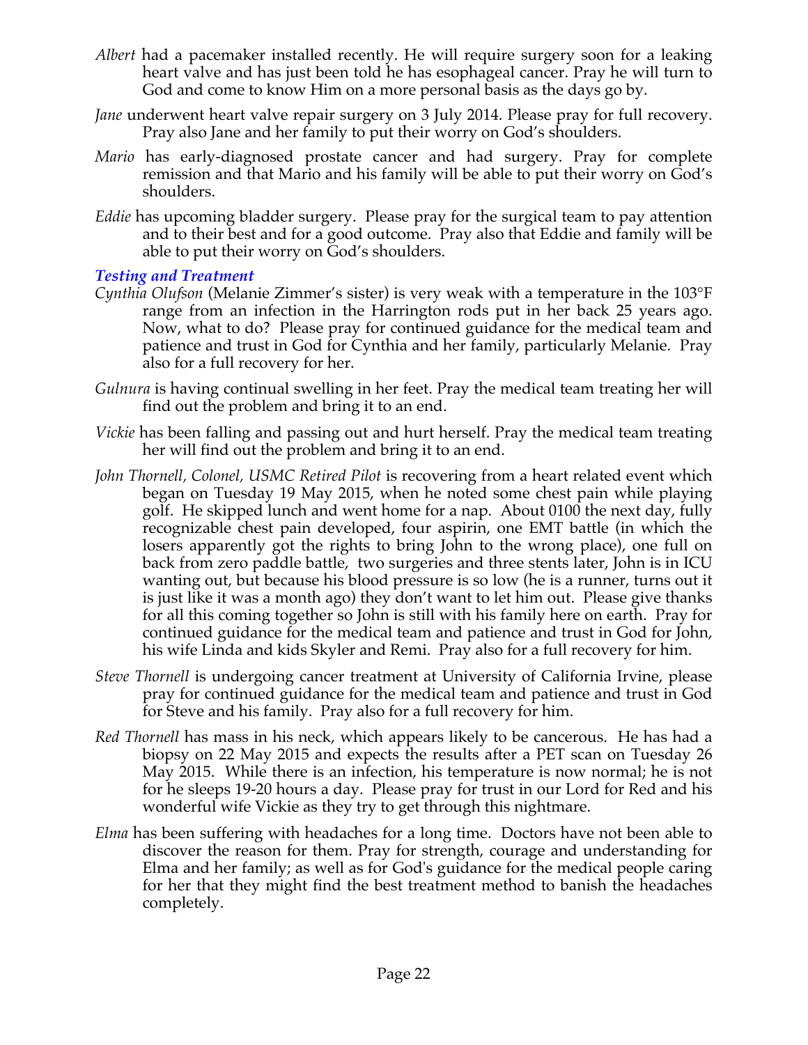*Albert* had a pacemaker installed recently. He will require surgery soon for a leaking heart valve and has just been told he has esophageal cancer. Pray he will turn to God and come to know Him on a more personal basis as the days go by.

*Jane* underwent heart valve repair surgery on 3 July 2014. Please pray for full recovery. Pray also Jane and her family to put their worry on God's shoulders.

*Mario* has early-diagnosed prostate cancer and had surgery. Pray for complete remission and that Mario and his family will be able to put their worry on God's shoulders.

*Eddie* has upcoming bladder surgery. Please pray for the surgical team to pay attention and to their best and for a good outcome. Pray also that Eddie and family will be able to put their worry on God's shoulders.

### *Testing and Treatment*

*Cynthia Olufson* (Melanie Zimmer's sister) is very weak with a temperature in the 103°F range from an infection in the Harrington rods put in her back 25 years ago. Now, what to do? Please pray for continued guidance for the medical team and patience and trust in God for Cynthia and her family, particularly Melanie. Pray also for a full recovery for her.

*Gulnura* is having continual swelling in her feet. Pray the medical team treating her will find out the problem and bring it to an end.

*Vickie* has been falling and passing out and hurt herself. Pray the medical team treating her will find out the problem and bring it to an end.

*John Thornell, Colonel, USMC Retired Pilot* is recovering from a heart related event which began on Tuesday 19 May 2015, when he noted some chest pain while playing golf. He skipped lunch and went home for a nap. About 0100 the next day, fully recognizable chest pain developed, four aspirin, one EMT battle (in which the losers apparently got the rights to bring John to the wrong place), one full on back from zero paddle battle, two surgeries and three stents later, John is in ICU wanting out, but because his blood pressure is so low (he is a runner, turns out it is just like it was a month ago) they don't want to let him out. Please give thanks for all this coming together so John is still with his family here on earth. Pray for continued guidance for the medical team and patience and trust in God for John, his wife Linda and kids Skyler and Remi. Pray also for a full recovery for him.

*Steve Thornell* is undergoing cancer treatment at University of California Irvine, please pray for continued guidance for the medical team and patience and trust in God for Steve and his family. Pray also for a full recovery for him.

*Red Thornell* has mass in his neck, which appears likely to be cancerous. He has had a biopsy on 22 May 2015 and expects the results after a PET scan on Tuesday 26 May 2015. While there is an infection, his temperature is now normal; he is not for he sleeps 19-20 hours a day. Please pray for trust in our Lord for Red and his wonderful wife Vickie as they try to get through this nightmare.

*Elma* has been suffering with headaches for a long time. Doctors have not been able to discover the reason for them. Pray for strength, courage and understanding for Elma and her family; as well as for God's guidance for the medical people caring for her that they might find the best treatment method to banish the headaches completely.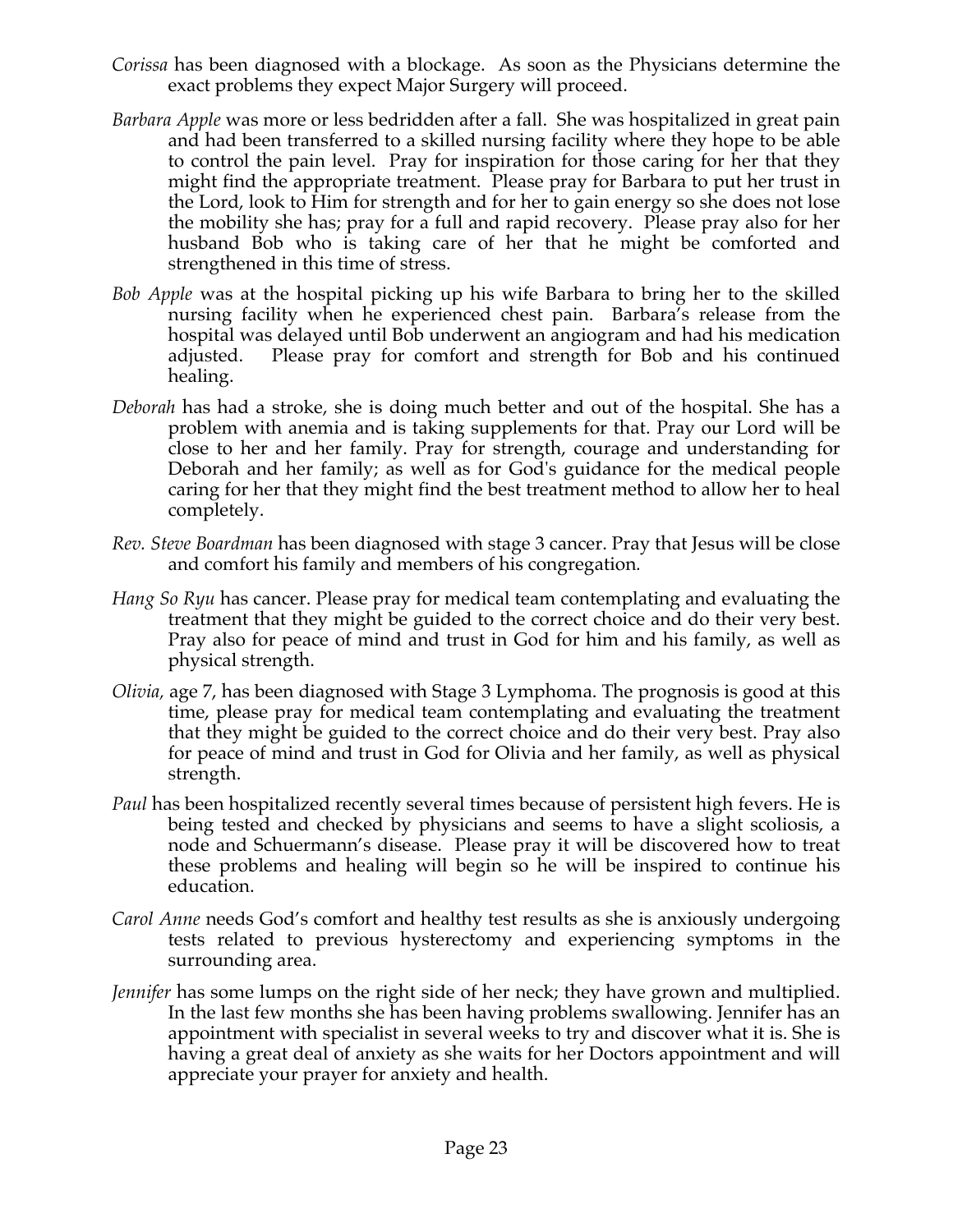*Corissa* has been diagnosed with a blockage. As soon as the Physicians determine the exact problems they expect Major Surgery will proceed.

*Barbara Apple* was more or less bedridden after a fall. She was hospitalized in great pain and had been transferred to a skilled nursing facility where they hope to be able to control the pain level. Pray for inspiration for those caring for her that they might find the appropriate treatment. Please pray for Barbara to put her trust in the Lord, look to Him for strength and for her to gain energy so she does not lose the mobility she has; pray for a full and rapid recovery. Please pray also for her husband Bob who is taking care of her that he might be comforted and strengthened in this time of stress.

*Bob Apple* was at the hospital picking up his wife Barbara to bring her to the skilled nursing facility when he experienced chest pain. Barbara's release from the hospital was delayed until Bob underwent an angiogram and had his medication adjusted. Please pray for comfort and strength for Bob and his continued healing.

*Deborah* has had a stroke, she is doing much better and out of the hospital. She has a problem with anemia and is taking supplements for that. Pray our Lord will be close to her and her family. Pray for strength, courage and understanding for Deborah and her family; as well as for God's guidance for the medical people caring for her that they might find the best treatment method to allow her to heal completely.

*Rev. Steve Boardman* has been diagnosed with stage 3 cancer. Pray that Jesus will be close and comfort his family and members of his congregation.

*Hang So Ryu* has cancer. Please pray for medical team contemplating and evaluating the treatment that they might be guided to the correct choice and do their very best. Pray also for peace of mind and trust in God for him and his family, as well as physical strength.

*Olivia,* age 7, has been diagnosed with Stage 3 Lymphoma. The prognosis is good at this time, please pray for medical team contemplating and evaluating the treatment that they might be guided to the correct choice and do their very best. Pray also for peace of mind and trust in God for Olivia and her family, as well as physical strength.

*Paul* has been hospitalized recently several times because of persistent high fevers. He is being tested and checked by physicians and seems to have a slight scoliosis, a node and Schuermann's disease. Please pray it will be discovered how to treat these problems and healing will begin so he will be inspired to continue his education.

*Carol Anne* needs God's comfort and healthy test results as she is anxiously undergoing tests related to previous hysterectomy and experiencing symptoms in the surrounding area.

*Jennifer* has some lumps on the right side of her neck; they have grown and multiplied. In the last few months she has been having problems swallowing. Jennifer has an appointment with specialist in several weeks to try and discover what it is. She is having a great deal of anxiety as she waits for her Doctors appointment and will appreciate your prayer for anxiety and health.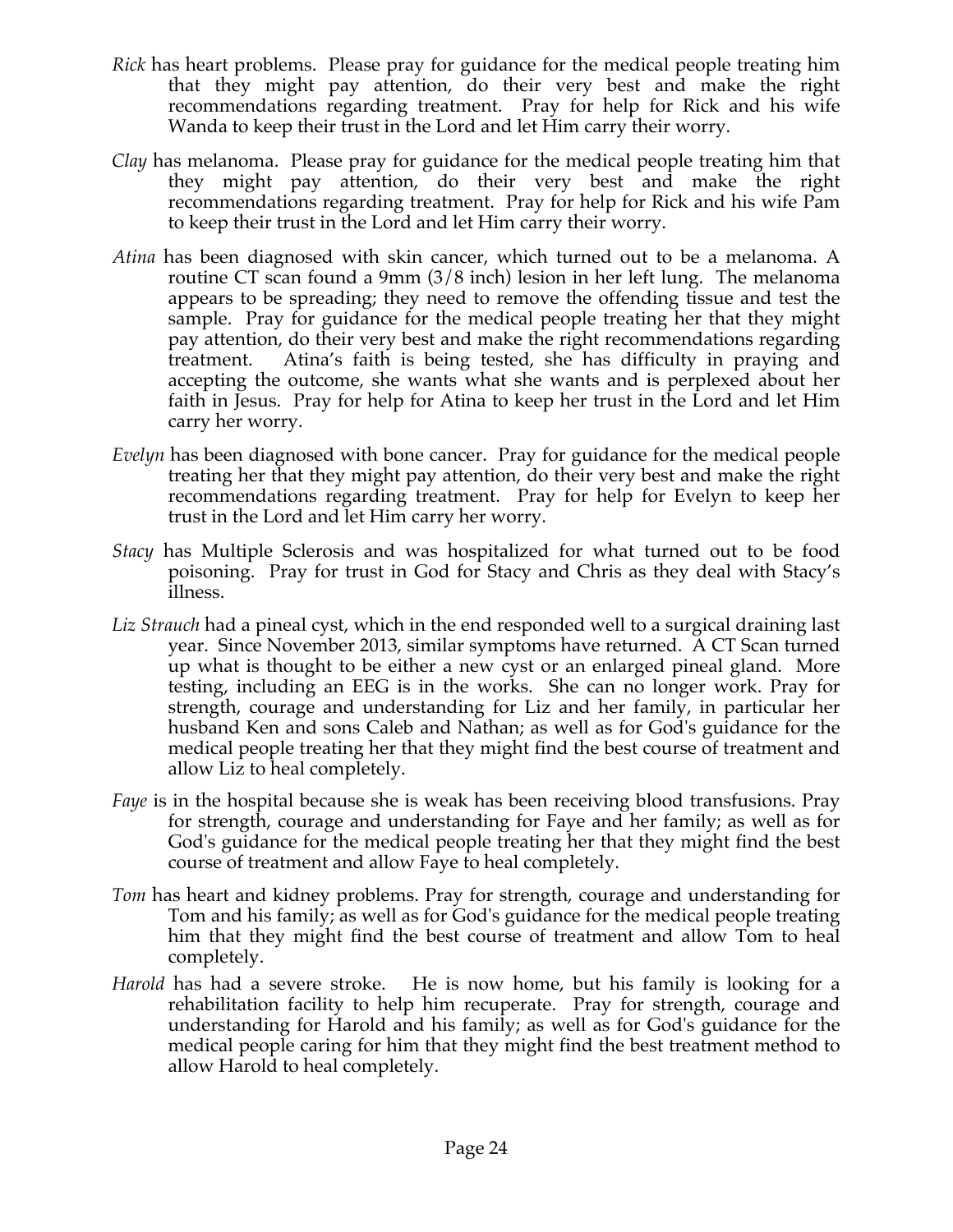*Rick* has heart problems. Please pray for guidance for the medical people treating him that they might pay attention, do their very best and make the right recommendations regarding treatment. Pray for help for Rick and his wife Wanda to keep their trust in the Lord and let Him carry their worry.

*Clay* has melanoma. Please pray for guidance for the medical people treating him that they might pay attention, do their very best and make the right recommendations regarding treatment. Pray for help for Rick and his wife Pam to keep their trust in the Lord and let Him carry their worry.

*Atina* has been diagnosed with skin cancer, which turned out to be a melanoma. A routine CT scan found a 9mm (3/8 inch) lesion in her left lung. The melanoma appears to be spreading; they need to remove the offending tissue and test the sample. Pray for guidance for the medical people treating her that they might pay attention, do their very best and make the right recommendations regarding treatment. Atina's faith is being tested, she has difficulty in praying and accepting the outcome, she wants what she wants and is perplexed about her faith in Jesus. Pray for help for Atina to keep her trust in the Lord and let Him carry her worry.

*Evelyn* has been diagnosed with bone cancer. Pray for guidance for the medical people treating her that they might pay attention, do their very best and make the right recommendations regarding treatment. Pray for help for Evelyn to keep her trust in the Lord and let Him carry her worry.

*Stacy* has Multiple Sclerosis and was hospitalized for what turned out to be food poisoning. Pray for trust in God for Stacy and Chris as they deal with Stacy's illness.

*Liz Strauch* had a pineal cyst, which in the end responded well to a surgical draining last year. Since November 2013, similar symptoms have returned. A CT Scan turned up what is thought to be either a new cyst or an enlarged pineal gland. More testing, including an EEG is in the works. She can no longer work. Pray for strength, courage and understanding for Liz and her family, in particular her husband Ken and sons Caleb and Nathan; as well as for God's guidance for the medical people treating her that they might find the best course of treatment and allow Liz to heal completely.

*Faye* is in the hospital because she is weak has been receiving blood transfusions. Pray for strength, courage and understanding for Faye and her family; as well as for God's guidance for the medical people treating her that they might find the best course of treatment and allow Faye to heal completely.

*Tom* has heart and kidney problems. Pray for strength, courage and understanding for Tom and his family; as well as for God's guidance for the medical people treating him that they might find the best course of treatment and allow Tom to heal completely.

*Harold* has had a severe stroke. He is now home, but his family is looking for a rehabilitation facility to help him recuperate. Pray for strength, courage and understanding for Harold and his family; as well as for God's guidance for the medical people caring for him that they might find the best treatment method to allow Harold to heal completely.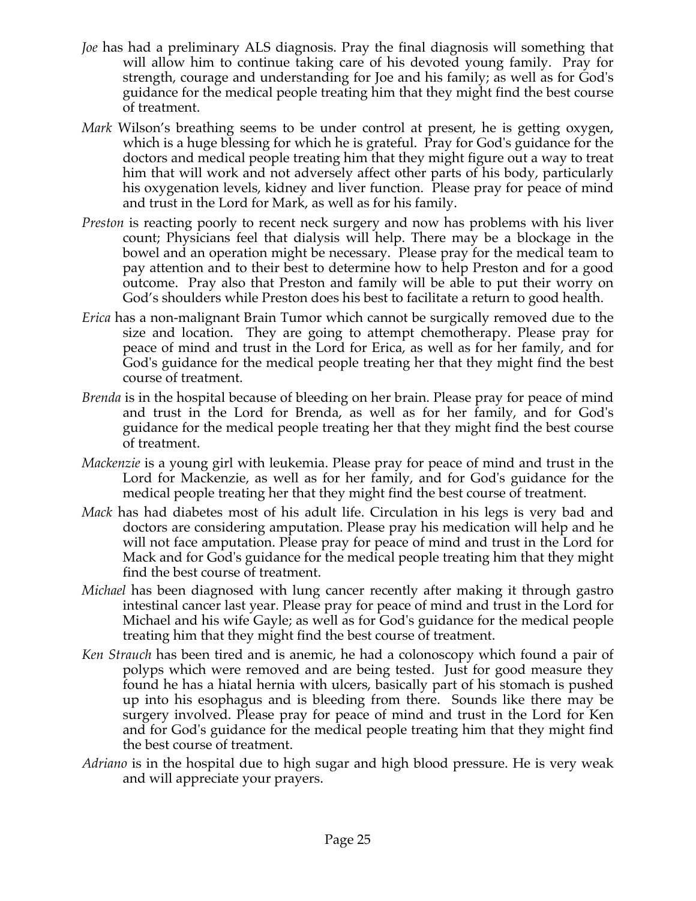*Joe* has had a preliminary ALS diagnosis. Pray the final diagnosis will something that will allow him to continue taking care of his devoted young family. Pray for strength, courage and understanding for Joe and his family; as well as for God's guidance for the medical people treating him that they might find the best course of treatment.

*Mark* Wilson's breathing seems to be under control at present, he is getting oxygen, which is a huge blessing for which he is grateful. Pray for God's guidance for the doctors and medical people treating him that they might figure out a way to treat him that will work and not adversely affect other parts of his body, particularly his oxygenation levels, kidney and liver function. Please pray for peace of mind and trust in the Lord for Mark, as well as for his family.

*Preston* is reacting poorly to recent neck surgery and now has problems with his liver count; Physicians feel that dialysis will help. There may be a blockage in the bowel and an operation might be necessary. Please pray for the medical team to pay attention and to their best to determine how to help Preston and for a good outcome. Pray also that Preston and family will be able to put their worry on God's shoulders while Preston does his best to facilitate a return to good health.

*Erica* has a non-malignant Brain Tumor which cannot be surgically removed due to the size and location. They are going to attempt chemotherapy. Please pray for peace of mind and trust in the Lord for Erica, as well as for her family, and for God's guidance for the medical people treating her that they might find the best course of treatment.

*Brenda* is in the hospital because of bleeding on her brain. Please pray for peace of mind and trust in the Lord for Brenda, as well as for her family, and for God's guidance for the medical people treating her that they might find the best course of treatment.

*Mackenzie* is a young girl with leukemia. Please pray for peace of mind and trust in the Lord for Mackenzie, as well as for her family, and for God's guidance for the medical people treating her that they might find the best course of treatment.

*Mack* has had diabetes most of his adult life. Circulation in his legs is very bad and doctors are considering amputation. Please pray his medication will help and he will not face amputation. Please pray for peace of mind and trust in the Lord for Mack and for God's guidance for the medical people treating him that they might find the best course of treatment.

*Michael* has been diagnosed with lung cancer recently after making it through gastro intestinal cancer last year. Please pray for peace of mind and trust in the Lord for Michael and his wife Gayle; as well as for God's guidance for the medical people treating him that they might find the best course of treatment.

*Ken Strauch* has been tired and is anemic, he had a colonoscopy which found a pair of polyps which were removed and are being tested. Just for good measure they found he has a hiatal hernia with ulcers, basically part of his stomach is pushed up into his esophagus and is bleeding from there. Sounds like there may be surgery involved. Please pray for peace of mind and trust in the Lord for Ken and for God's guidance for the medical people treating him that they might find the best course of treatment.

*Adriano* is in the hospital due to high sugar and high blood pressure. He is very weak and will appreciate your prayers.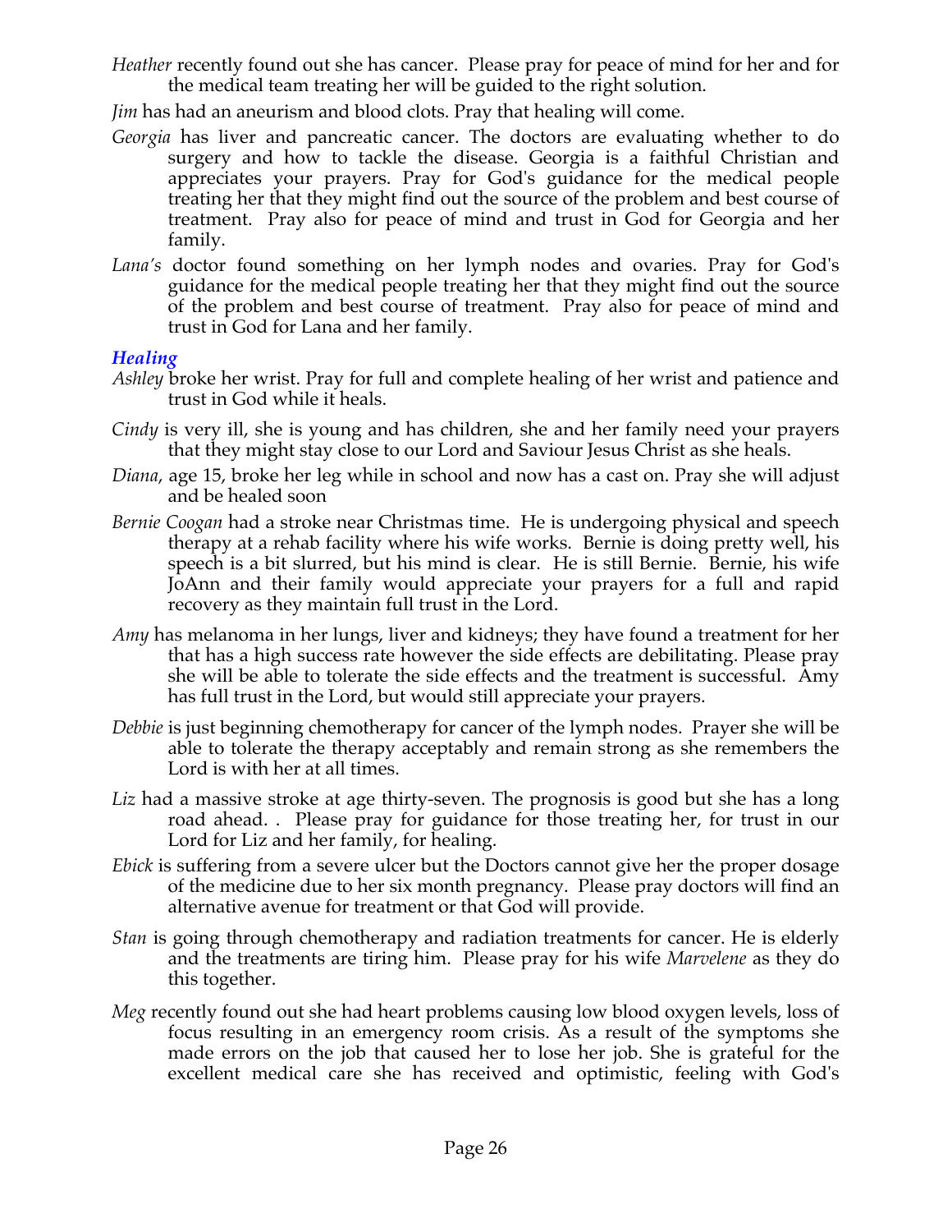*Heather* recently found out she has cancer. Please pray for peace of mind for her and for the medical team treating her will be guided to the right solution.

*Jim* has had an aneurism and blood clots. Pray that healing will come.

*Georgia* has liver and pancreatic cancer. The doctors are evaluating whether to do surgery and how to tackle the disease. Georgia is a faithful Christian and appreciates your prayers. Pray for God's guidance for the medical people treating her that they might find out the source of the problem and best course of treatment. Pray also for peace of mind and trust in God for Georgia and her family.

*Lana's* doctor found something on her lymph nodes and ovaries. Pray for God's guidance for the medical people treating her that they might find out the source of the problem and best course of treatment. Pray also for peace of mind and trust in God for Lana and her family.

### *Healing*

*Ashley* broke her wrist. Pray for full and complete healing of her wrist and patience and trust in God while it heals.

*Cindy* is very ill, she is young and has children, she and her family need your prayers that they might stay close to our Lord and Saviour Jesus Christ as she heals.

*Diana*, age 15, broke her leg while in school and now has a cast on. Pray she will adjust and be healed soon

*Bernie Coogan* had a stroke near Christmas time. He is undergoing physical and speech therapy at a rehab facility where his wife works. Bernie is doing pretty well, his speech is a bit slurred, but his mind is clear. He is still Bernie. Bernie, his wife JoAnn and their family would appreciate your prayers for a full and rapid recovery as they maintain full trust in the Lord.

*Amy* has melanoma in her lungs, liver and kidneys; they have found a treatment for her that has a high success rate however the side effects are debilitating. Please pray she will be able to tolerate the side effects and the treatment is successful. Amy has full trust in the Lord, but would still appreciate your prayers.

*Debbie* is just beginning chemotherapy for cancer of the lymph nodes. Prayer she will be able to tolerate the therapy acceptably and remain strong as she remembers the Lord is with her at all times.

*Liz* had a massive stroke at age thirty-seven. The prognosis is good but she has a long road ahead. . Please pray for guidance for those treating her, for trust in our Lord for Liz and her family, for healing.

*Ebick* is suffering from a severe ulcer but the Doctors cannot give her the proper dosage of the medicine due to her six month pregnancy. Please pray doctors will find an alternative avenue for treatment or that God will provide.

*Stan* is going through chemotherapy and radiation treatments for cancer. He is elderly and the treatments are tiring him. Please pray for his wife *Marvelene* as they do this together.

*Meg* recently found out she had heart problems causing low blood oxygen levels, loss of focus resulting in an emergency room crisis. As a result of the symptoms she made errors on the job that caused her to lose her job. She is grateful for the excellent medical care she has received and optimistic, feeling with God's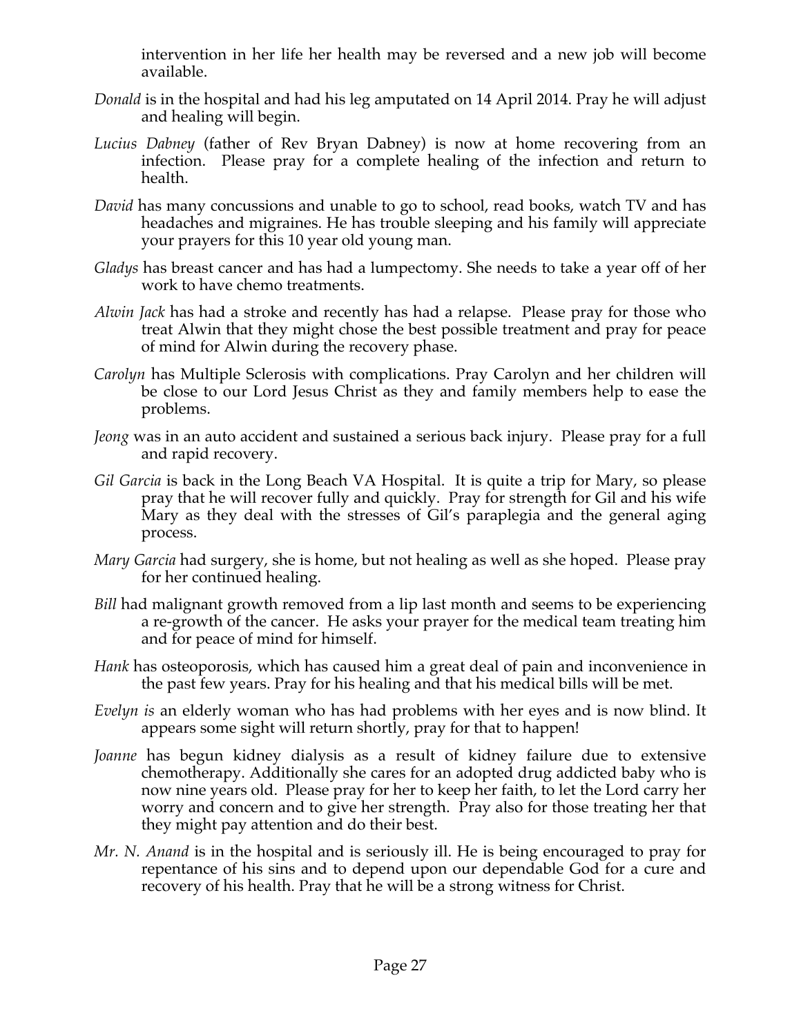intervention in her life her health may be reversed and a new job will become available.

*Donald* is in the hospital and had his leg amputated on 14 April 2014. Pray he will adjust and healing will begin.

*Lucius Dabney* (father of Rev Bryan Dabney) is now at home recovering from an infection. Please pray for a complete healing of the infection and return to health.

*David* has many concussions and unable to go to school, read books, watch TV and has headaches and migraines. He has trouble sleeping and his family will appreciate your prayers for this 10 year old young man.

*Gladys* has breast cancer and has had a lumpectomy. She needs to take a year off of her work to have chemo treatments.

*Alwin Jack* has had a stroke and recently has had a relapse. Please pray for those who treat Alwin that they might chose the best possible treatment and pray for peace of mind for Alwin during the recovery phase.

*Carolyn* has Multiple Sclerosis with complications. Pray Carolyn and her children will be close to our Lord Jesus Christ as they and family members help to ease the problems.

*Jeong* was in an auto accident and sustained a serious back injury. Please pray for a full and rapid recovery.

*Gil Garcia* is back in the Long Beach VA Hospital. It is quite a trip for Mary, so please pray that he will recover fully and quickly. Pray for strength for Gil and his wife Mary as they deal with the stresses of Gil's paraplegia and the general aging process.

*Mary Garcia* had surgery, she is home, but not healing as well as she hoped. Please pray for her continued healing.

*Bill* had malignant growth removed from a lip last month and seems to be experiencing a re-growth of the cancer. He asks your prayer for the medical team treating him and for peace of mind for himself.

*Hank* has osteoporosis, which has caused him a great deal of pain and inconvenience in the past few years. Pray for his healing and that his medical bills will be met.

*Evelyn is* an elderly woman who has had problems with her eyes and is now blind. It appears some sight will return shortly, pray for that to happen!

*Joanne* has begun kidney dialysis as a result of kidney failure due to extensive chemotherapy. Additionally she cares for an adopted drug addicted baby who is now nine years old. Please pray for her to keep her faith, to let the Lord carry her worry and concern and to give her strength. Pray also for those treating her that they might pay attention and do their best.

*Mr. N. Anand* is in the hospital and is seriously ill. He is being encouraged to pray for repentance of his sins and to depend upon our dependable God for a cure and recovery of his health. Pray that he will be a strong witness for Christ.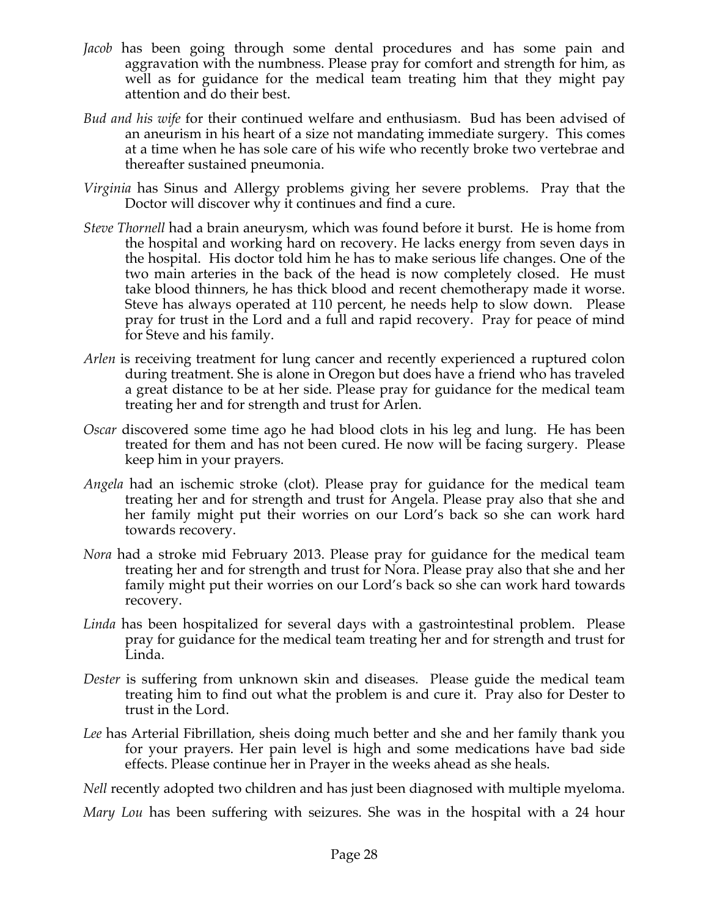*Jacob* has been going through some dental procedures and has some pain and aggravation with the numbness. Please pray for comfort and strength for him, as well as for guidance for the medical team treating him that they might pay attention and do their best.

*Bud and his wife* for their continued welfare and enthusiasm. Bud has been advised of an aneurism in his heart of a size not mandating immediate surgery. This comes at a time when he has sole care of his wife who recently broke two vertebrae and thereafter sustained pneumonia.

*Virginia* has Sinus and Allergy problems giving her severe problems. Pray that the Doctor will discover why it continues and find a cure.

*Steve Thornell* had a brain aneurysm, which was found before it burst. He is home from the hospital and working hard on recovery. He lacks energy from seven days in the hospital. His doctor told him he has to make serious life changes. One of the two main arteries in the back of the head is now completely closed. He must take blood thinners, he has thick blood and recent chemotherapy made it worse. Steve has always operated at 110 percent, he needs help to slow down. Please pray for trust in the Lord and a full and rapid recovery. Pray for peace of mind for Steve and his family.

*Arlen* is receiving treatment for lung cancer and recently experienced a ruptured colon during treatment. She is alone in Oregon but does have a friend who has traveled a great distance to be at her side. Please pray for guidance for the medical team treating her and for strength and trust for Arlen.

*Oscar* discovered some time ago he had blood clots in his leg and lung. He has been treated for them and has not been cured. He now will be facing surgery. Please keep him in your prayers.

*Angela* had an ischemic stroke (clot). Please pray for guidance for the medical team treating her and for strength and trust for Angela. Please pray also that she and her family might put their worries on our Lord's back so she can work hard towards recovery.

*Nora* had a stroke mid February 2013. Please pray for guidance for the medical team treating her and for strength and trust for Nora. Please pray also that she and her family might put their worries on our Lord's back so she can work hard towards recovery.

*Linda* has been hospitalized for several days with a gastrointestinal problem. Please pray for guidance for the medical team treating her and for strength and trust for Linda.

*Dester* is suffering from unknown skin and diseases. Please guide the medical team treating him to find out what the problem is and cure it. Pray also for Dester to trust in the Lord.

*Lee* has Arterial Fibrillation, sheis doing much better and she and her family thank you for your prayers. Her pain level is high and some medications have bad side effects. Please continue her in Prayer in the weeks ahead as she heals.

*Nell* recently adopted two children and has just been diagnosed with multiple myeloma.

*Mary Lou* has been suffering with seizures. She was in the hospital with a 24 hour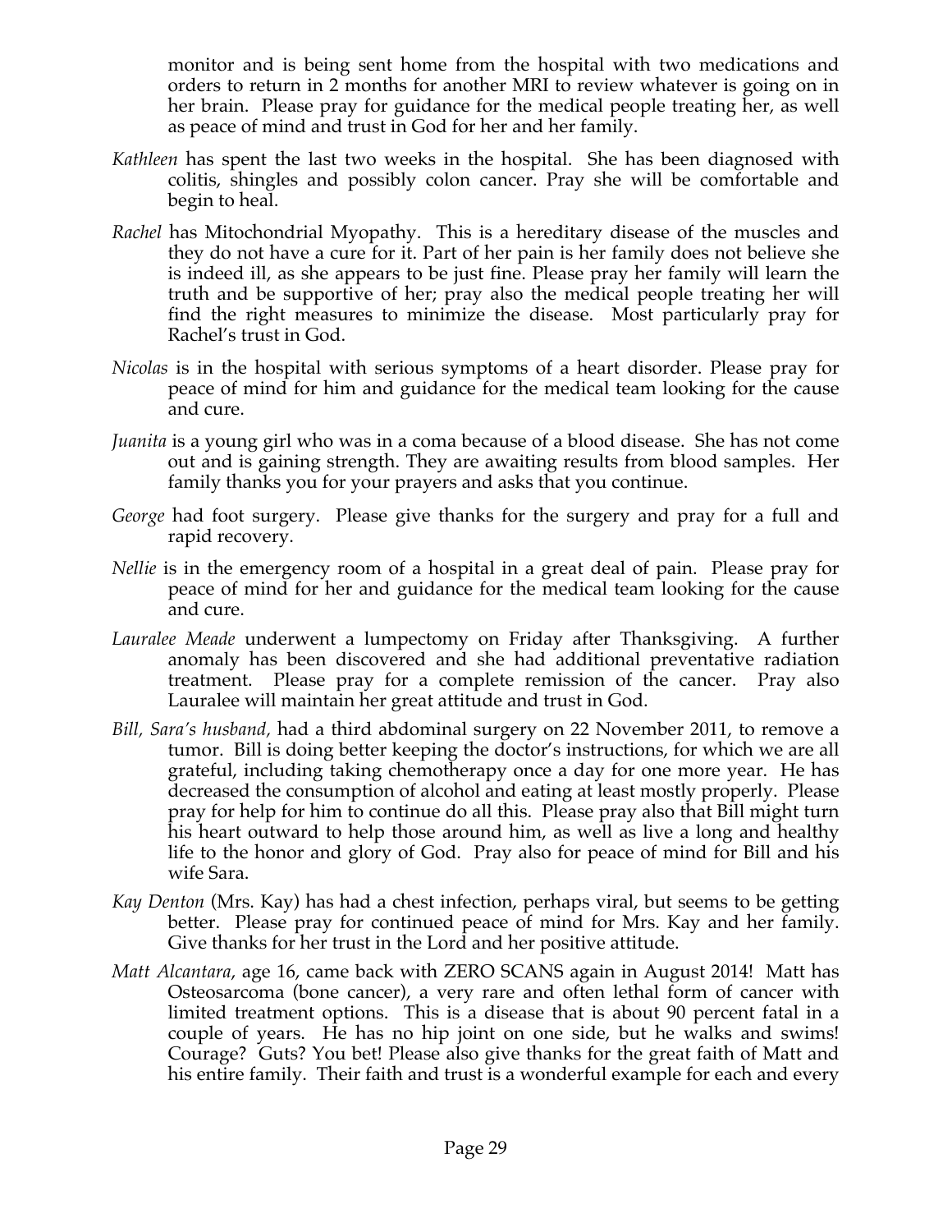monitor and is being sent home from the hospital with two medications and orders to return in 2 months for another MRI to review whatever is going on in her brain. Please pray for guidance for the medical people treating her, as well as peace of mind and trust in God for her and her family.

*Kathleen* has spent the last two weeks in the hospital. She has been diagnosed with colitis, shingles and possibly colon cancer. Pray she will be comfortable and begin to heal.

*Rachel* has Mitochondrial Myopathy. This is a hereditary disease of the muscles and they do not have a cure for it. Part of her pain is her family does not believe she is indeed ill, as she appears to be just fine. Please pray her family will learn the truth and be supportive of her; pray also the medical people treating her will find the right measures to minimize the disease. Most particularly pray for Rachel's trust in God.

*Nicolas* is in the hospital with serious symptoms of a heart disorder. Please pray for peace of mind for him and guidance for the medical team looking for the cause and cure.

*Juanita* is a young girl who was in a coma because of a blood disease. She has not come out and is gaining strength. They are awaiting results from blood samples. Her family thanks you for your prayers and asks that you continue.

*George* had foot surgery. Please give thanks for the surgery and pray for a full and rapid recovery.

*Nellie* is in the emergency room of a hospital in a great deal of pain. Please pray for peace of mind for her and guidance for the medical team looking for the cause and cure.

*Lauralee Meade* underwent a lumpectomy on Friday after Thanksgiving. A further anomaly has been discovered and she had additional preventative radiation treatment. Please pray for a complete remission of the cancer. Pray also Lauralee will maintain her great attitude and trust in God.

*Bill, Sara's husband,* had a third abdominal surgery on 22 November 2011, to remove a tumor. Bill is doing better keeping the doctor's instructions, for which we are all grateful, including taking chemotherapy once a day for one more year. He has decreased the consumption of alcohol and eating at least mostly properly. Please pray for help for him to continue do all this. Please pray also that Bill might turn his heart outward to help those around him, as well as live a long and healthy life to the honor and glory of God. Pray also for peace of mind for Bill and his wife Sara.

*Kay Denton* (Mrs. Kay) has had a chest infection, perhaps viral, but seems to be getting better. Please pray for continued peace of mind for Mrs. Kay and her family. Give thanks for her trust in the Lord and her positive attitude.

*Matt Alcantara*, age 16, came back with ZERO SCANS again in August 2014! Matt has Osteosarcoma (bone cancer), a very rare and often lethal form of cancer with limited treatment options. This is a disease that is about 90 percent fatal in a couple of years. He has no hip joint on one side, but he walks and swims! Courage? Guts? You bet! Please also give thanks for the great faith of Matt and his entire family. Their faith and trust is a wonderful example for each and every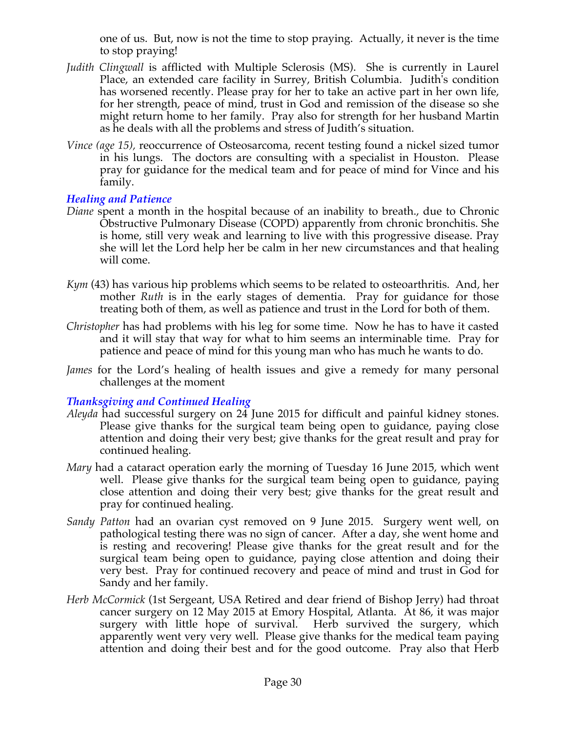one of us. But, now is not the time to stop praying. Actually, it never is the time to stop praying!

*Judith Clingwall* is afflicted with Multiple Sclerosis (MS). She is currently in Laurel Place, an extended care facility in Surrey, British Columbia. Judith's condition has worsened recently. Please pray for her to take an active part in her own life, for her strength, peace of mind, trust in God and remission of the disease so she might return home to her family. Pray also for strength for her husband Martin as he deals with all the problems and stress of Judith's situation.

*Vince (age 15)*, reoccurrence of Osteosarcoma, recent testing found a nickel sized tumor in his lungs. The doctors are consulting with a specialist in Houston. Please pray for guidance for the medical team and for peace of mind for Vince and his family.

### *Healing and Patience*

*Diane* spent a month in the hospital because of an inability to breath., due to Chronic Obstructive Pulmonary Disease (COPD) apparently from chronic bronchitis. She is home, still very weak and learning to live with this progressive disease. Pray she will let the Lord help her be calm in her new circumstances and that healing will come.

*Kym* (43) has various hip problems which seems to be related to osteoarthritis. And, her mother *Ruth* is in the early stages of dementia. Pray for guidance for those treating both of them, as well as patience and trust in the Lord for both of them.

*Christopher* has had problems with his leg for some time. Now he has to have it casted and it will stay that way for what to him seems an interminable time. Pray for patience and peace of mind for this young man who has much he wants to do.

*James* for the Lord's healing of health issues and give a remedy for many personal challenges at the moment

### *Thanksgiving and Continued Healing*

*Aleyda* had successful surgery on 24 June 2015 for difficult and painful kidney stones. Please give thanks for the surgical team being open to guidance, paying close attention and doing their very best; give thanks for the great result and pray for continued healing.

*Mary* had a cataract operation early the morning of Tuesday 16 June 2015, which went well. Please give thanks for the surgical team being open to guidance, paying close attention and doing their very best; give thanks for the great result and pray for continued healing.

*Sandy Patton* had an ovarian cyst removed on 9 June 2015. Surgery went well, on pathological testing there was no sign of cancer. After a day, she went home and is resting and recovering! Please give thanks for the great result and for the surgical team being open to guidance, paying close attention and doing their very best. Pray for continued recovery and peace of mind and trust in God for Sandy and her family.

*Herb McCormick* (1st Sergeant, USA Retired and dear friend of Bishop Jerry) had throat cancer surgery on 12 May 2015 at Emory Hospital, Atlanta. At 86, it was major surgery with little hope of survival. Herb survived the surgery, which apparently went very very well. Please give thanks for the medical team paying attention and doing their best and for the good outcome. Pray also that Herb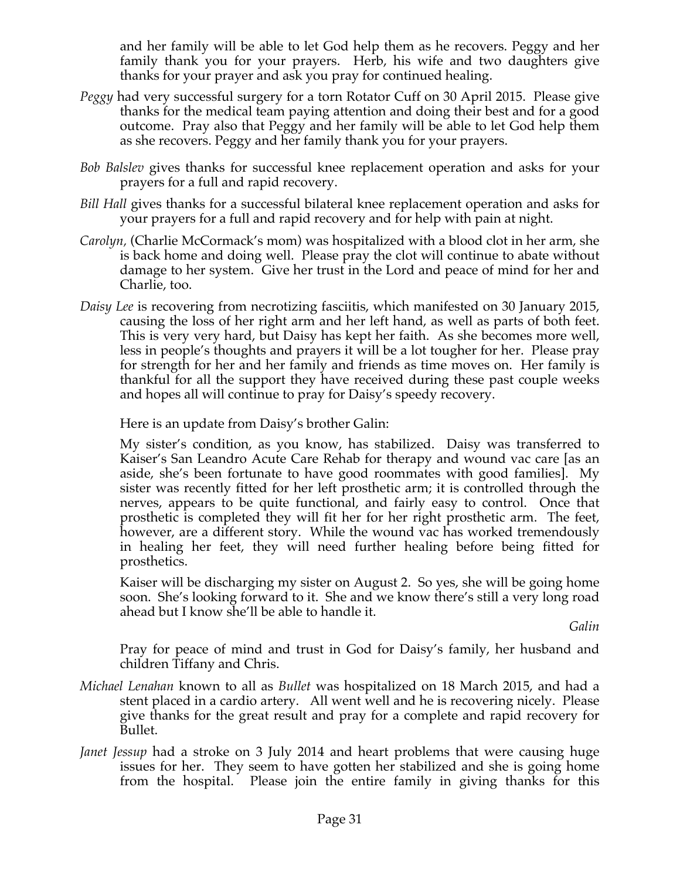and her family will be able to let God help them as he recovers. Peggy and her family thank you for your prayers. Herb, his wife and two daughters give thanks for your prayer and ask you pray for continued healing.

*Peggy* had very successful surgery for a torn Rotator Cuff on 30 April 2015. Please give thanks for the medical team paying attention and doing their best and for a good outcome. Pray also that Peggy and her family will be able to let God help them as she recovers. Peggy and her family thank you for your prayers.

*Bob Balslev* gives thanks for successful knee replacement operation and asks for your prayers for a full and rapid recovery.

*Bill Hall* gives thanks for a successful bilateral knee replacement operation and asks for your prayers for a full and rapid recovery and for help with pain at night.

*Carolyn,* (Charlie McCormack's mom) was hospitalized with a blood clot in her arm, she is back home and doing well. Please pray the clot will continue to abate without damage to her system. Give her trust in the Lord and peace of mind for her and Charlie, too.

*Daisy Lee* is recovering from necrotizing fasciitis, which manifested on 30 January 2015, causing the loss of her right arm and her left hand, as well as parts of both feet. This is very very hard, but Daisy has kept her faith. As she becomes more well, less in people's thoughts and prayers it will be a lot tougher for her. Please pray for strength for her and her family and friends as time moves on. Her family is thankful for all the support they have received during these past couple weeks and hopes all will continue to pray for Daisy's speedy recovery.

Here is an update from Daisy's brother Galin:

My sister's condition, as you know, has stabilized. Daisy was transferred to Kaiser's San Leandro Acute Care Rehab for therapy and wound vac care [as an aside, she's been fortunate to have good roommates with good families]. My sister was recently fitted for her left prosthetic arm; it is controlled through the nerves, appears to be quite functional, and fairly easy to control. Once that prosthetic is completed they will fit her for her right prosthetic arm. The feet, however, are a different story. While the wound vac has worked tremendously in healing her feet, they will need further healing before being fitted for prosthetics.

Kaiser will be discharging my sister on August 2. So yes, she will be going home soon. She's looking forward to it. She and we know there's still a very long road ahead but I know she'll be able to handle it.

*Galin*

Pray for peace of mind and trust in God for Daisy's family, her husband and children Tiffany and Chris.

*Michael Lenahan* known to all as *Bullet* was hospitalized on 18 March 2015, and had a stent placed in a cardio artery. All went well and he is recovering nicely. Please give thanks for the great result and pray for a complete and rapid recovery for Bullet.

*Janet Jessup* had a stroke on 3 July 2014 and heart problems that were causing huge issues for her. They seem to have gotten her stabilized and she is going home from the hospital. Please join the entire family in giving thanks for this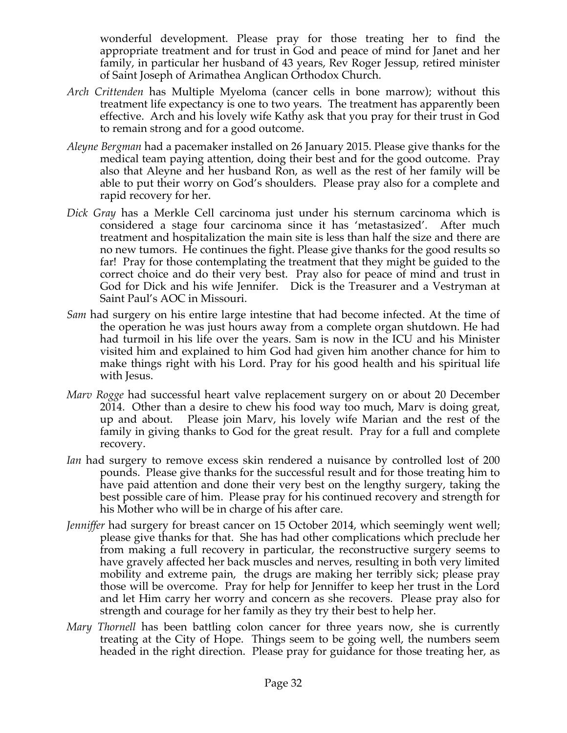wonderful development. Please pray for those treating her to find the appropriate treatment and for trust in God and peace of mind for Janet and her family, in particular her husband of 43 years, Rev Roger Jessup, retired minister of Saint Joseph of Arimathea Anglican Orthodox Church.

*Arch Crittenden* has Multiple Myeloma (cancer cells in bone marrow); without this treatment life expectancy is one to two years. The treatment has apparently been effective. Arch and his lovely wife Kathy ask that you pray for their trust in God to remain strong and for a good outcome.

*Aleyne Bergman* had a pacemaker installed on 26 January 2015. Please give thanks for the medical team paying attention, doing their best and for the good outcome. Pray also that Aleyne and her husband Ron, as well as the rest of her family will be able to put their worry on God's shoulders. Please pray also for a complete and rapid recovery for her.

*Dick Gray* has a Merkle Cell carcinoma just under his sternum carcinoma which is considered a stage four carcinoma since it has 'metastasized'. After much treatment and hospitalization the main site is less than half the size and there are no new tumors. He continues the fight. Please give thanks for the good results so far! Pray for those contemplating the treatment that they might be guided to the correct choice and do their very best. Pray also for peace of mind and trust in God for Dick and his wife Jennifer. Dick is the Treasurer and a Vestryman at Saint Paul's AOC in Missouri.

*Sam* had surgery on his entire large intestine that had become infected. At the time of the operation he was just hours away from a complete organ shutdown. He had had turmoil in his life over the years. Sam is now in the ICU and his Minister visited him and explained to him God had given him another chance for him to make things right with his Lord. Pray for his good health and his spiritual life with Jesus.

*Marv Rogge* had successful heart valve replacement surgery on or about 20 December 2014. Other than a desire to chew his food way too much, Marv is doing great, up and about. Please join Marv, his lovely wife Marian and the rest of the family in giving thanks to God for the great result. Pray for a full and complete recovery.

*Ian* had surgery to remove excess skin rendered a nuisance by controlled lost of 200 pounds. Please give thanks for the successful result and for those treating him to have paid attention and done their very best on the lengthy surgery, taking the best possible care of him. Please pray for his continued recovery and strength for his Mother who will be in charge of his after care.

*Jenniffer* had surgery for breast cancer on 15 October 2014, which seemingly went well; please give thanks for that. She has had other complications which preclude her from making a full recovery in particular, the reconstructive surgery seems to have gravely affected her back muscles and nerves, resulting in both very limited mobility and extreme pain, the drugs are making her terribly sick; please pray those will be overcome. Pray for help for Jenniffer to keep her trust in the Lord and let Him carry her worry and concern as she recovers. Please pray also for strength and courage for her family as they try their best to help her.

*Mary Thornell* has been battling colon cancer for three years now, she is currently treating at the City of Hope. Things seem to be going well, the numbers seem headed in the right direction. Please pray for guidance for those treating her, as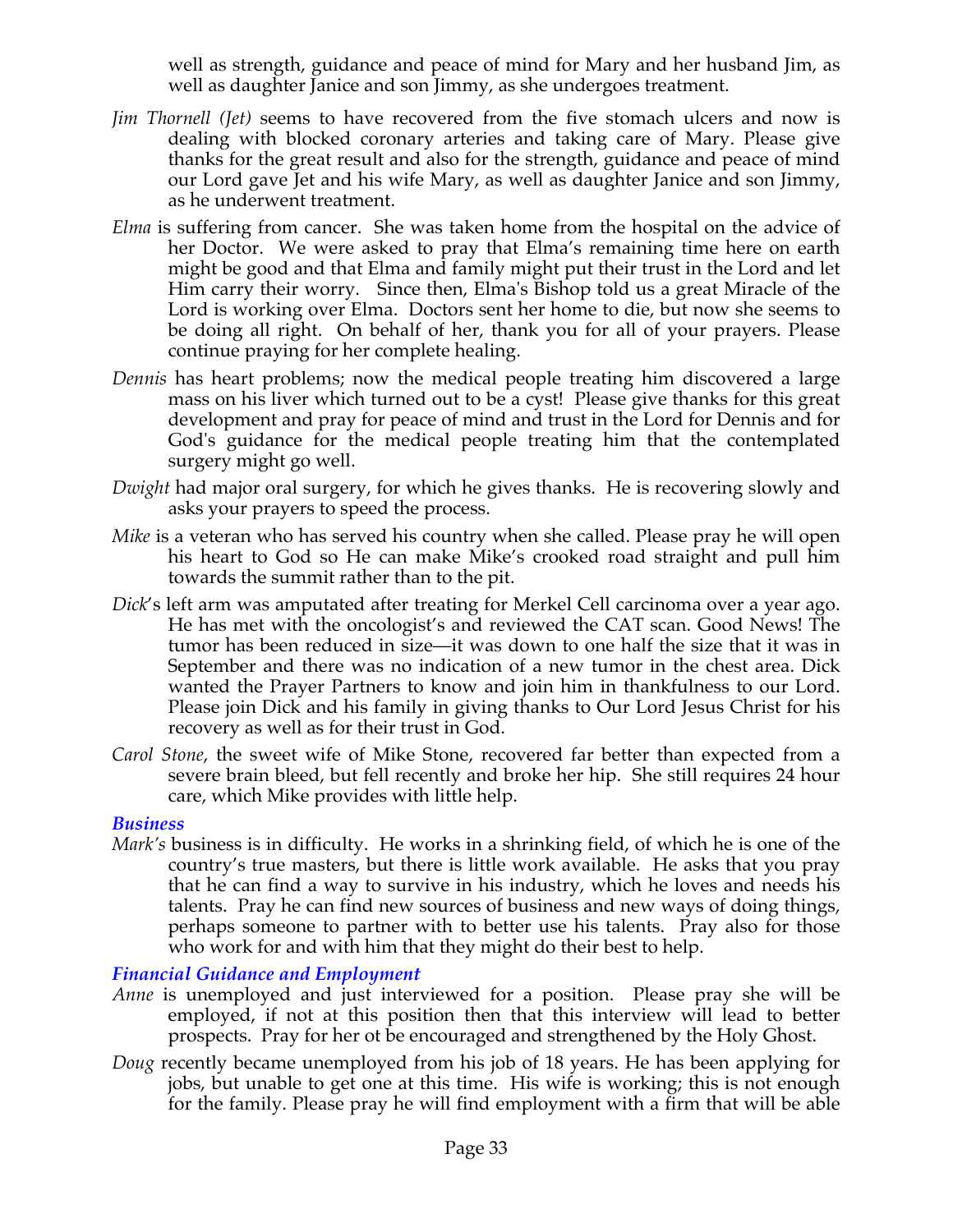well as strength, guidance and peace of mind for Mary and her husband Jim, as well as daughter Janice and son Jimmy, as she undergoes treatment.

*Jim Thornell (Jet)* seems to have recovered from the five stomach ulcers and now is dealing with blocked coronary arteries and taking care of Mary. Please give thanks for the great result and also for the strength, guidance and peace of mind our Lord gave Jet and his wife Mary, as well as daughter Janice and son Jimmy, as he underwent treatment.

*Elma* is suffering from cancer. She was taken home from the hospital on the advice of her Doctor. We were asked to pray that Elma's remaining time here on earth might be good and that Elma and family might put their trust in the Lord and let Him carry their worry. Since then, Elma's Bishop told us a great Miracle of the Lord is working over Elma. Doctors sent her home to die, but now she seems to be doing all right. On behalf of her, thank you for all of your prayers. Please continue praying for her complete healing.

*Dennis* has heart problems; now the medical people treating him discovered a large mass on his liver which turned out to be a cyst! Please give thanks for this great development and pray for peace of mind and trust in the Lord for Dennis and for God's guidance for the medical people treating him that the contemplated surgery might go well.

*Dwight* had major oral surgery, for which he gives thanks. He is recovering slowly and asks your prayers to speed the process.

*Mike* is a veteran who has served his country when she called. Please pray he will open his heart to God so He can make Mike's crooked road straight and pull him towards the summit rather than to the pit.

*Dick*'s left arm was amputated after treating for Merkel Cell carcinoma over a year ago. He has met with the oncologist's and reviewed the CAT scan. Good News! The tumor has been reduced in size—it was down to one half the size that it was in September and there was no indication of a new tumor in the chest area. Dick wanted the Prayer Partners to know and join him in thankfulness to our Lord. Please join Dick and his family in giving thanks to Our Lord Jesus Christ for his recovery as well as for their trust in God.

*Carol Stone*, the sweet wife of Mike Stone, recovered far better than expected from a severe brain bleed, but fell recently and broke her hip. She still requires 24 hour care, which Mike provides with little help.

### *Business*

*Mark's* business is in difficulty. He works in a shrinking field, of which he is one of the country's true masters, but there is little work available. He asks that you pray that he can find a way to survive in his industry, which he loves and needs his talents. Pray he can find new sources of business and new ways of doing things, perhaps someone to partner with to better use his talents. Pray also for those who work for and with him that they might do their best to help.

### *Financial Guidance and Employment*

*Anne* is unemployed and just interviewed for a position. Please pray she will be employed, if not at this position then that this interview will lead to better prospects. Pray for her ot be encouraged and strengthened by the Holy Ghost.

*Doug* recently became unemployed from his job of 18 years. He has been applying for jobs, but unable to get one at this time. His wife is working; this is not enough for the family. Please pray he will find employment with a firm that will be able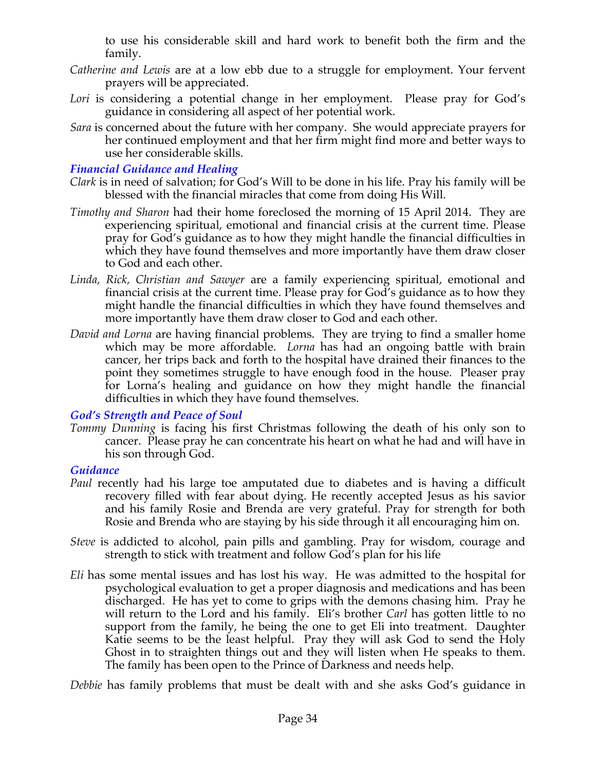to use his considerable skill and hard work to benefit both the firm and the family.

*Catherine and Lewis* are at a low ebb due to a struggle for employment. Your fervent prayers will be appreciated.

*Lori* is considering a potential change in her employment. Please pray for God's guidance in considering all aspect of her potential work.

*Sara* is concerned about the future with her company. She would appreciate prayers for her continued employment and that her firm might find more and better ways to use her considerable skills.

### *Financial Guidance and Healing*

*Clark* is in need of salvation; for God's Will to be done in his life. Pray his family will be blessed with the financial miracles that come from doing His Will.

*Timothy and Sharon* had their home foreclosed the morning of 15 April 2014. They are experiencing spiritual, emotional and financial crisis at the current time. Please pray for God's guidance as to how they might handle the financial difficulties in which they have found themselves and more importantly have them draw closer to God and each other.

*Linda, Rick, Christian and Sawyer* are a family experiencing spiritual, emotional and financial crisis at the current time. Please pray for God's guidance as to how they might handle the financial difficulties in which they have found themselves and more importantly have them draw closer to God and each other.

*David and Lorna* are having financial problems. They are trying to find a smaller home which may be more affordable. *Lorna* has had an ongoing battle with brain cancer, her trips back and forth to the hospital have drained their finances to the point they sometimes struggle to have enough food in the house. Pleaser pray for Lorna's healing and guidance on how they might handle the financial difficulties in which they have found themselves.

### *God's Strength and Peace of Soul*

*Tommy Dunning* is facing his first Christmas following the death of his only son to cancer. Please pray he can concentrate his heart on what he had and will have in his son through God.

### *Guidance*

*Paul* recently had his large toe amputated due to diabetes and is having a difficult recovery filled with fear about dying. He recently accepted Jesus as his savior and his family Rosie and Brenda are very grateful. Pray for strength for both Rosie and Brenda who are staying by his side through it all encouraging him on.

*Steve* is addicted to alcohol, pain pills and gambling. Pray for wisdom, courage and strength to stick with treatment and follow God's plan for his life

*Eli* has some mental issues and has lost his way. He was admitted to the hospital for psychological evaluation to get a proper diagnosis and medications and has been discharged. He has yet to come to grips with the demons chasing him. Pray he will return to the Lord and his family. Eli's brother *Carl* has gotten little to no support from the family, he being the one to get Eli into treatment. Daughter Katie seems to be the least helpful. Pray they will ask God to send the Holy Ghost in to straighten things out and they will listen when He speaks to them. The family has been open to the Prince of Darkness and needs help.

*Debbie* has family problems that must be dealt with and she asks God's guidance in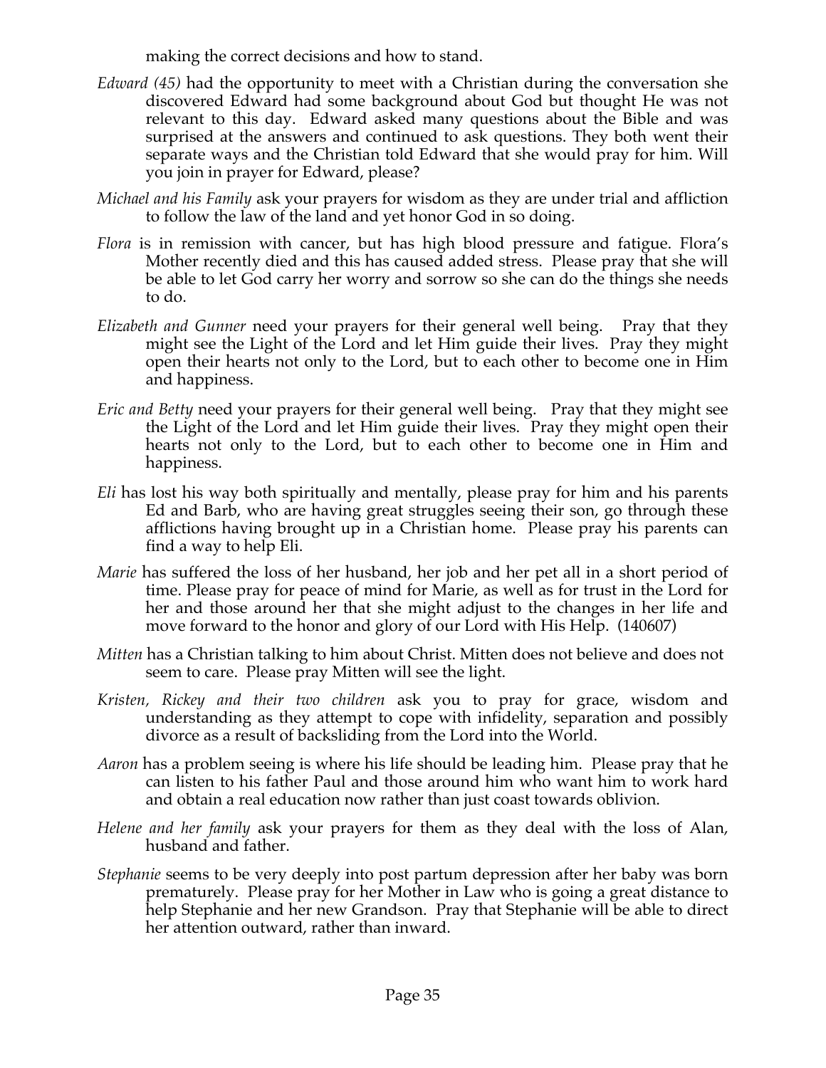making the correct decisions and how to stand.

*Edward (45)* had the opportunity to meet with a Christian during the conversation she discovered Edward had some background about God but thought He was not relevant to this day. Edward asked many questions about the Bible and was surprised at the answers and continued to ask questions. They both went their separate ways and the Christian told Edward that she would pray for him. Will you join in prayer for Edward, please?

*Michael and his Family* ask your prayers for wisdom as they are under trial and affliction to follow the law of the land and yet honor God in so doing.

*Flora* is in remission with cancer, but has high blood pressure and fatigue. Flora's Mother recently died and this has caused added stress. Please pray that she will be able to let God carry her worry and sorrow so she can do the things she needs to do.

*Elizabeth and Gunner* need your prayers for their general well being. Pray that they might see the Light of the Lord and let Him guide their lives. Pray they might open their hearts not only to the Lord, but to each other to become one in Him and happiness.

*Eric and Betty* need your prayers for their general well being. Pray that they might see the Light of the Lord and let Him guide their lives. Pray they might open their hearts not only to the Lord, but to each other to become one in Him and happiness.

*Eli* has lost his way both spiritually and mentally, please pray for him and his parents Ed and Barb, who are having great struggles seeing their son, go through these afflictions having brought up in a Christian home. Please pray his parents can find a way to help Eli.

*Marie* has suffered the loss of her husband, her job and her pet all in a short period of time. Please pray for peace of mind for Marie, as well as for trust in the Lord for her and those around her that she might adjust to the changes in her life and move forward to the honor and glory of our Lord with His Help. (140607)

*Mitten* has a Christian talking to him about Christ. Mitten does not believe and does not seem to care. Please pray Mitten will see the light.

*Kristen, Rickey and their two children* ask you to pray for grace, wisdom and understanding as they attempt to cope with infidelity, separation and possibly divorce as a result of backsliding from the Lord into the World.

*Aaron* has a problem seeing is where his life should be leading him. Please pray that he can listen to his father Paul and those around him who want him to work hard and obtain a real education now rather than just coast towards oblivion.

*Helene and her family* ask your prayers for them as they deal with the loss of Alan, husband and father.

*Stephanie* seems to be very deeply into post partum depression after her baby was born prematurely. Please pray for her Mother in Law who is going a great distance to help Stephanie and her new Grandson. Pray that Stephanie will be able to direct her attention outward, rather than inward.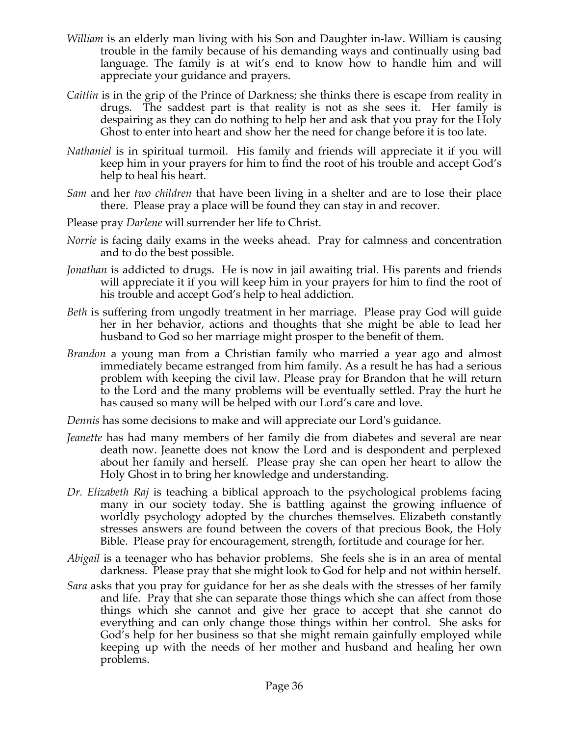*William* is an elderly man living with his Son and Daughter in-law. William is causing trouble in the family because of his demanding ways and continually using bad language. The family is at wit's end to know how to handle him and will appreciate your guidance and prayers.

*Caitlin* is in the grip of the Prince of Darkness; she thinks there is escape from reality in drugs. The saddest part is that reality is not as she sees it. Her family is despairing as they can do nothing to help her and ask that you pray for the Holy Ghost to enter into heart and show her the need for change before it is too late.

*Nathaniel* is in spiritual turmoil. His family and friends will appreciate it if you will keep him in your prayers for him to find the root of his trouble and accept God's help to heal his heart.

*Sam* and her *two children* that have been living in a shelter and are to lose their place there. Please pray a place will be found they can stay in and recover.

Please pray *Darlene* will surrender her life to Christ.

*Norrie* is facing daily exams in the weeks ahead. Pray for calmness and concentration and to do the best possible.

*Jonathan* is addicted to drugs. He is now in jail awaiting trial. His parents and friends will appreciate it if you will keep him in your prayers for him to find the root of his trouble and accept God's help to heal addiction.

*Beth* is suffering from ungodly treatment in her marriage. Please pray God will guide her in her behavior, actions and thoughts that she might be able to lead her husband to God so her marriage might prosper to the benefit of them.

*Brandon* a young man from a Christian family who married a year ago and almost immediately became estranged from him family. As a result he has had a serious problem with keeping the civil law. Please pray for Brandon that he will return to the Lord and the many problems will be eventually settled. Pray the hurt he has caused so many will be helped with our Lord's care and love.

*Dennis* has some decisions to make and will appreciate our Lord's guidance.

*Jeanette* has had many members of her family die from diabetes and several are near death now. Jeanette does not know the Lord and is despondent and perplexed about her family and herself. Please pray she can open her heart to allow the Holy Ghost in to bring her knowledge and understanding.

*Dr. Elizabeth Raj* is teaching a biblical approach to the psychological problems facing many in our society today. She is battling against the growing influence of worldly psychology adopted by the churches themselves. Elizabeth constantly stresses answers are found between the covers of that precious Book, the Holy Bible. Please pray for encouragement, strength, fortitude and courage for her.

*Abigail* is a teenager who has behavior problems. She feels she is in an area of mental darkness. Please pray that she might look to God for help and not within herself.

*Sara* asks that you pray for guidance for her as she deals with the stresses of her family and life. Pray that she can separate those things which she can affect from those things which she cannot and give her grace to accept that she cannot do everything and can only change those things within her control. She asks for God's help for her business so that she might remain gainfully employed while keeping up with the needs of her mother and husband and healing her own problems.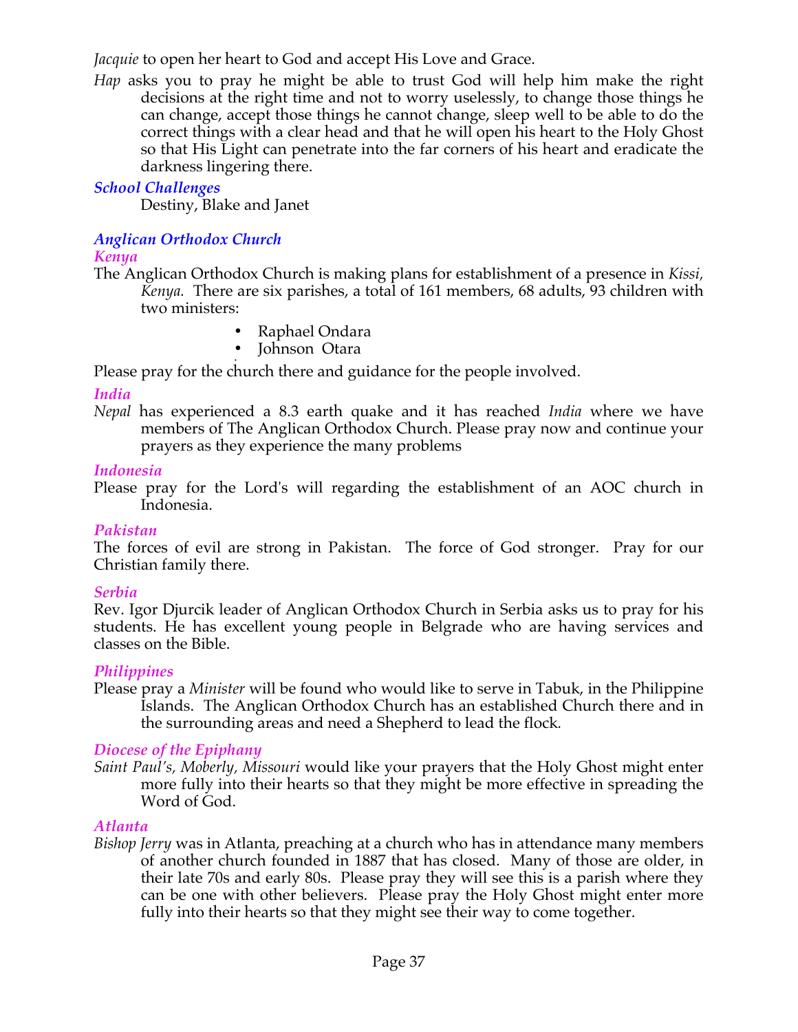*Jacquie* to open her heart to God and accept His Love and Grace.

*Hap* asks you to pray he might be able to trust God will help him make the right decisions at the right time and not to worry uselessly, to change those things he can change, accept those things he cannot change, sleep well to be able to do the correct things with a clear head and that he will open his heart to the Holy Ghost so that His Light can penetrate into the far corners of his heart and eradicate the darkness lingering there.

### *School Challenges*

Destiny, Blake and Janet

### *Anglican Orthodox Church*

#### *Kenya*

The Anglican Orthodox Church is making plans for establishment of a presence in *Kissi, Kenya.* There are six parishes, a total of 161 members, 68 adults, 93 children with two ministers:

- Raphael Ondara
- Johnson Otara

Please pray for the church there and guidance for the people involved.

#### *India*

*Nepal* has experienced a 8.3 earth quake and it has reached *India* where we have members of The Anglican Orthodox Church. Please pray now and continue your prayers as they experience the many problems

#### *Indonesia*

Please pray for the Lord's will regarding the establishment of an AOC church in Indonesia.

#### *Pakistan*

The forces of evil are strong in Pakistan. The force of God stronger. Pray for our Christian family there.

#### *Serbia*

Rev. Igor Djurcik leader of Anglican Orthodox Church in Serbia asks us to pray for his students. He has excellent young people in Belgrade who are having services and classes on the Bible.

#### *Philippines*

Please pray a *Minister* will be found who would like to serve in Tabuk, in the Philippine Islands. The Anglican Orthodox Church has an established Church there and in the surrounding areas and need a Shepherd to lead the flock.

#### *Diocese of the Epiphany*

*Saint Paul's, Moberly, Missouri* would like your prayers that the Holy Ghost might enter more fully into their hearts so that they might be more effective in spreading the Word of God.

#### *Atlanta*

*Bishop Jerry* was in Atlanta, preaching at a church who has in attendance many members of another church founded in 1887 that has closed. Many of those are older, in their late 70s and early 80s. Please pray they will see this is a parish where they can be one with other believers. Please pray the Holy Ghost might enter more fully into their hearts so that they might see their way to come together.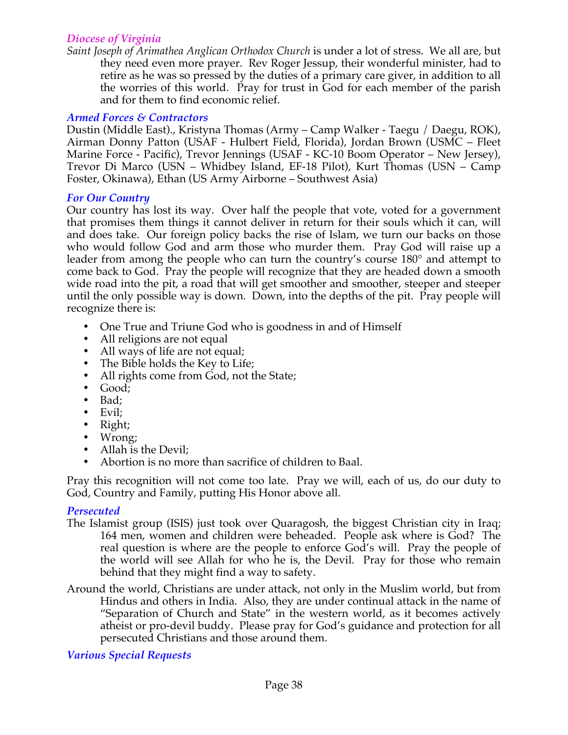### *Diocese of Virginia*

*Saint Joseph of Arimathea Anglican Orthodox Church* is under a lot of stress. We all are, but they need even more prayer. Rev Roger Jessup, their wonderful minister, had to retire as he was so pressed by the duties of a primary care giver, in addition to all the worries of this world. Pray for trust in God for each member of the parish and for them to find economic relief.

### *Armed Forces & Contractors*

Dustin (Middle East)., Kristyna Thomas (Army – Camp Walker - Taegu / Daegu, ROK), Airman Donny Patton (USAF - Hulbert Field, Florida), Jordan Brown (USMC – Fleet Marine Force - Pacific), Trevor Jennings (USAF - KC-10 Boom Operator – New Jersey), Trevor Di Marco (USN – Whidbey Island, EF-18 Pilot), Kurt Thomas (USN – Camp Foster, Okinawa), Ethan (US Army Airborne – Southwest Asia)

### *For Our Country*

Our country has lost its way. Over half the people that vote, voted for a government that promises them things it cannot deliver in return for their souls which it can, will and does take. Our foreign policy backs the rise of Islam, we turn our backs on those who would follow God and arm those who murder them. Pray God will raise up a leader from among the people who can turn the country's course 180° and attempt to come back to God. Pray the people will recognize that they are headed down a smooth wide road into the pit, a road that will get smoother and smoother, steeper and steeper until the only possible way is down. Down, into the depths of the pit. Pray people will recognize there is:

- One True and Triune God who is goodness in and of Himself
- All religions are not equal
- All ways of life are not equal;
- The Bible holds the Key to Life;
- All rights come from God, not the State;
- Good;
- Bad;
- Evil;
- Right;
- Wrong;
- Allah is the Devil;
- Abortion is no more than sacrifice of children to Baal.

Pray this recognition will not come too late. Pray we will, each of us, do our duty to God, Country and Family, putting His Honor above all.

### *Persecuted*

The Islamist group (ISIS) just took over Quaragosh, the biggest Christian city in Iraq; 164 men, women and children were beheaded. People ask where is God? The real question is where are the people to enforce God's will. Pray the people of the world will see Allah for who he is, the Devil. Pray for those who remain behind that they might find a way to safety.

Around the world, Christians are under attack, not only in the Muslim world, but from Hindus and others in India. Also, they are under continual attack in the name of "Separation of Church and State" in the western world, as it becomes actively atheist or pro-devil buddy. Please pray for God's guidance and protection for all persecuted Christians and those around them.

### *Various Special Requests*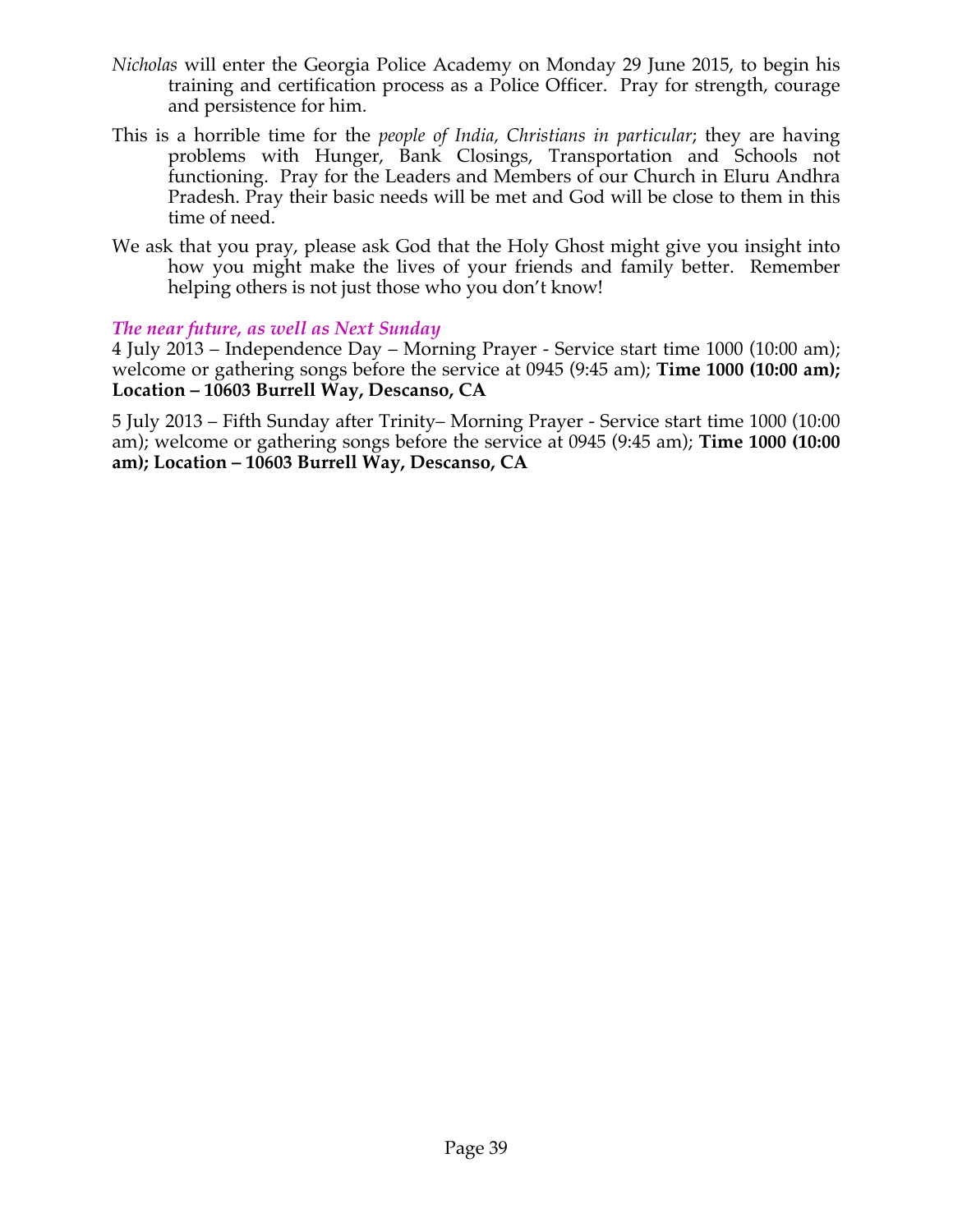*Nicholas* will enter the Georgia Police Academy on Monday 29 June 2015, to begin his training and certification process as a Police Officer. Pray for strength, courage and persistence for him.

This is a horrible time for the *people of India, Christians in particular*; they are having problems with Hunger, Bank Closings, Transportation and Schools not functioning. Pray for the Leaders and Members of our Church in Eluru Andhra Pradesh. Pray their basic needs will be met and God will be close to them in this time of need.

We ask that you pray, please ask God that the Holy Ghost might give you insight into how you might make the lives of your friends and family better. Remember helping others is not just those who you don't know!

### *The near future, as well as Next Sunday*

4 July 2013 – Independence Day – Morning Prayer - Service start time 1000 (10:00 am); welcome or gathering songs before the service at 0945 (9:45 am); **Time 1000 (10:00 am); Location – 10603 Burrell Way, Descanso, CA**

5 July 2013 – Fifth Sunday after Trinity– Morning Prayer - Service start time 1000 (10:00 am); welcome or gathering songs before the service at 0945 (9:45 am); **Time 1000 (10:00 am); Location – 10603 Burrell Way, Descanso, CA**